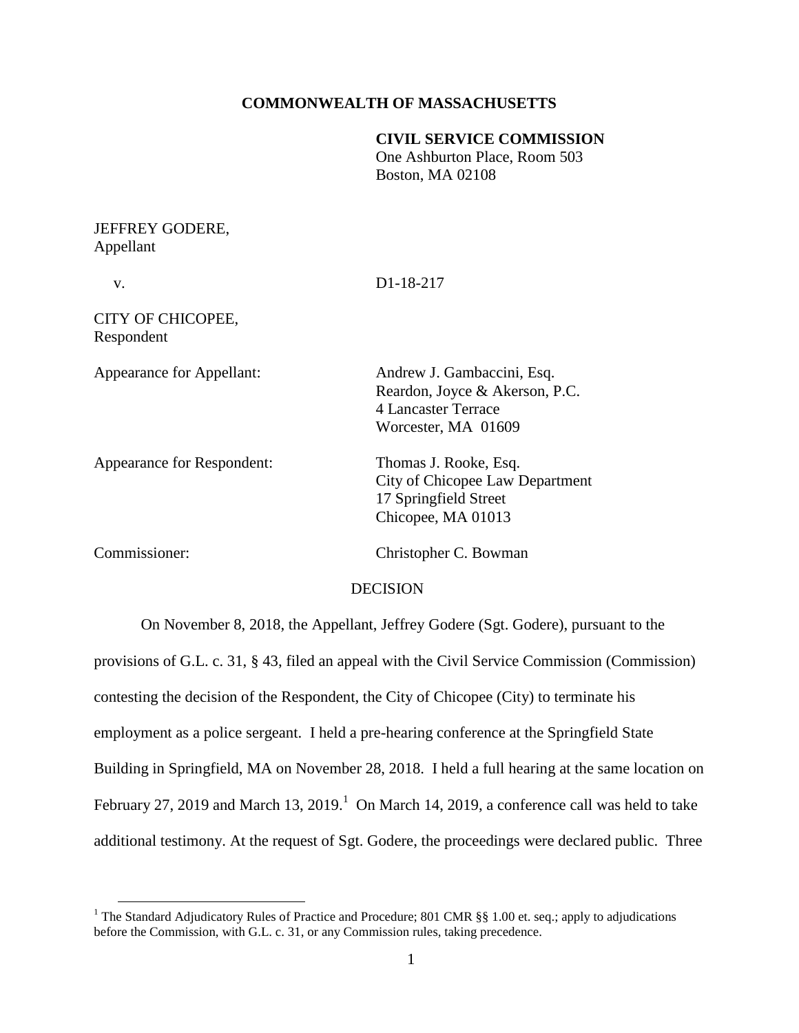**COMMONWEALTH OF MASSACHUSETTS**

**CIVIL SERVICE COMMISSION**
One Ashburton Place, Room 503
Boston, MA 02108

JEFFREY GODERE,
Appellant

v. D1-18-217

CITY OF CHICOPEE,
Respondent

Appearance for Appellant: Andrew J. Gambaccini, Esq.
Reardon, Joyce & Akerson, P.C.
4 Lancaster Terrace
Worcester, MA 01609

Appearance for Respondent: Thomas J. Rooke, Esq.
City of Chicopee Law Department
17 Springfield Street
Chicopee, MA 01013

Commissioner: Christopher C. Bowman

DECISION

On November 8, 2018, the Appellant, Jeffrey Godere (Sgt. Godere), pursuant to the provisions of G.L. c. 31, § 43, filed an appeal with the Civil Service Commission (Commission) contesting the decision of the Respondent, the City of Chicopee (City) to terminate his employment as a police sergeant. I held a pre-hearing conference at the Springfield State Building in Springfield, MA on November 28, 2018. I held a full hearing at the same location on February 27, 2019 and March 13, 2019.[1] On March 14, 2019, a conference call was held to take additional testimony. At the request of Sgt. Godere, the proceedings were declared public. Three

[1] The Standard Adjudicatory Rules of Practice and Procedure; 801 CMR §§ 1.00 et. seq.; apply to adjudications before the Commission, with G.L. c. 31, or any Commission rules, taking precedence.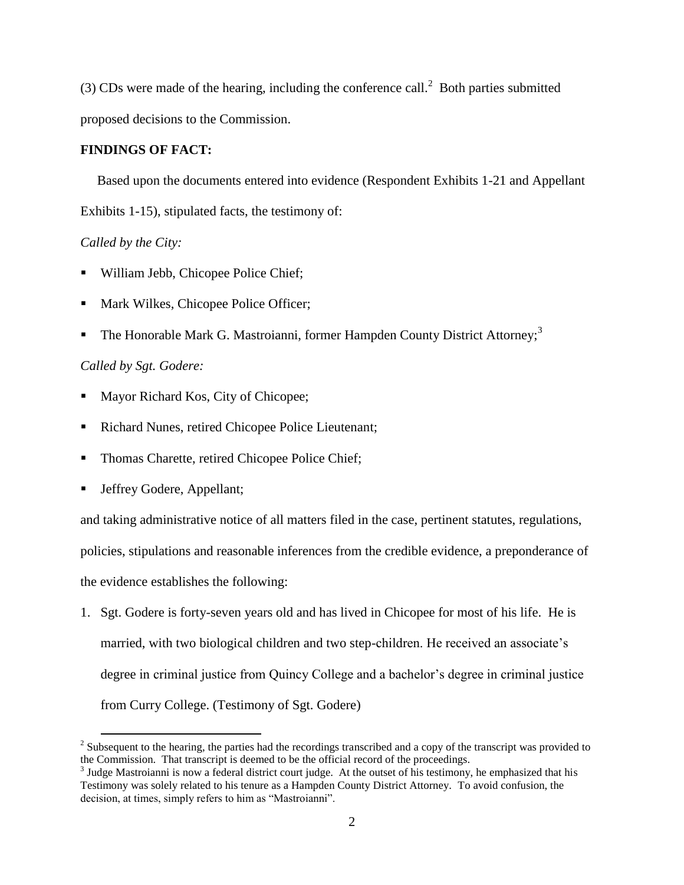(3) CDs were made of the hearing, including the conference call.[2] Both parties submitted proposed decisions to the Commission.

**FINDINGS OF FACT:**

Based upon the documents entered into evidence (Respondent Exhibits 1-21 and Appellant Exhibits 1-15), stipulated facts, the testimony of:

*Called by the City:*

- William Jebb, Chicopee Police Chief;
- Mark Wilkes, Chicopee Police Officer;
- The Honorable Mark G. Mastroianni, former Hampden County District Attorney;[3]

*Called by Sgt. Godere:*

- Mayor Richard Kos, City of Chicopee;
- Richard Nunes, retired Chicopee Police Lieutenant;
- Thomas Charette, retired Chicopee Police Chief;
- Jeffrey Godere, Appellant;

and taking administrative notice of all matters filed in the case, pertinent statutes, regulations, policies, stipulations and reasonable inferences from the credible evidence, a preponderance of the evidence establishes the following:

1. Sgt. Godere is forty-seven years old and has lived in Chicopee for most of his life. He is married, with two biological children and two step-children. He received an associate's degree in criminal justice from Quincy College and a bachelor's degree in criminal justice from Curry College. (Testimony of Sgt. Godere)

[2] Subsequent to the hearing, the parties had the recordings transcribed and a copy of the transcript was provided to the Commission. That transcript is deemed to be the official record of the proceedings.

[3] Judge Mastroianni is now a federal district court judge. At the outset of his testimony, he emphasized that his Testimony was solely related to his tenure as a Hampden County District Attorney. To avoid confusion, the decision, at times, simply refers to him as "Mastroianni".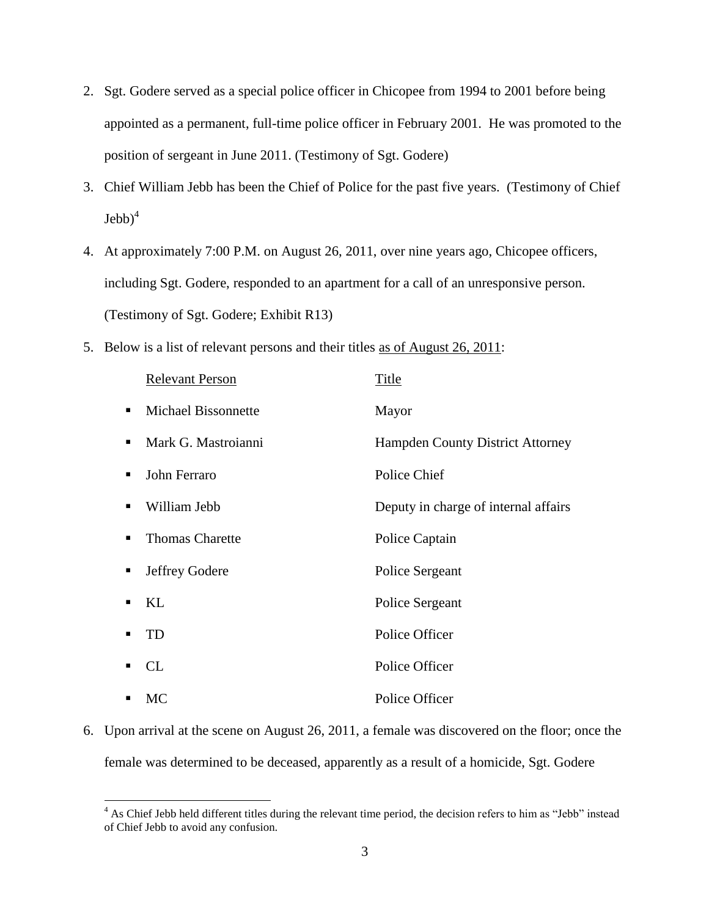2. Sgt. Godere served as a special police officer in Chicopee from 1994 to 2001 before being appointed as a permanent, full-time police officer in February 2001. He was promoted to the position of sergeant in June 2011. (Testimony of Sgt. Godere)

3. Chief William Jebb has been the Chief of Police for the past five years. (Testimony of Chief Jebb)[4]

4. At approximately 7:00 P.M. on August 26, 2011, over nine years ago, Chicopee officers, including Sgt. Godere, responded to an apartment for a call of an unresponsive person. (Testimony of Sgt. Godere; Exhibit R13)

5. Below is a list of relevant persons and their titles <u>as of August 26, 2011</u>:

| Relevant Person | Title |
|---|---|
| Michael Bissonnette | Mayor |
| Mark G. Mastroianni | Hampden County District Attorney |
| John Ferraro | Police Chief |
| William Jebb | Deputy in charge of internal affairs |
| Thomas Charette | Police Captain |
| Jeffrey Godere | Police Sergeant |
| KL | Police Sergeant |
| TD | Police Officer |
| CL | Police Officer |
| MC | Police Officer |

6. Upon arrival at the scene on August 26, 2011, a female was discovered on the floor; once the female was determined to be deceased, apparently as a result of a homicide, Sgt. Godere

[4] As Chief Jebb held different titles during the relevant time period, the decision refers to him as "Jebb" instead of Chief Jebb to avoid any confusion.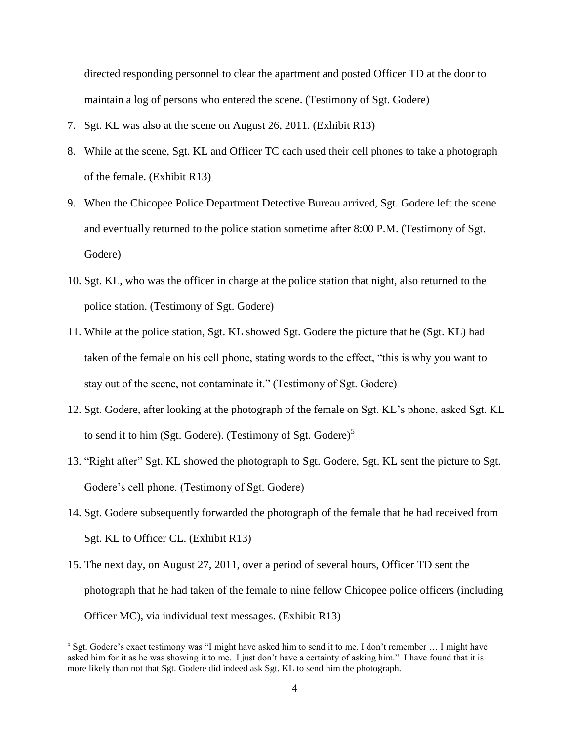directed responding personnel to clear the apartment and posted Officer TD at the door to maintain a log of persons who entered the scene. (Testimony of Sgt. Godere)

7. Sgt. KL was also at the scene on August 26, 2011. (Exhibit R13)
8. While at the scene, Sgt. KL and Officer TC each used their cell phones to take a photograph of the female. (Exhibit R13)
9. When the Chicopee Police Department Detective Bureau arrived, Sgt. Godere left the scene and eventually returned to the police station sometime after 8:00 P.M. (Testimony of Sgt. Godere)
10. Sgt. KL, who was the officer in charge at the police station that night, also returned to the police station. (Testimony of Sgt. Godere)
11. While at the police station, Sgt. KL showed Sgt. Godere the picture that he (Sgt. KL) had taken of the female on his cell phone, stating words to the effect, "this is why you want to stay out of the scene, not contaminate it." (Testimony of Sgt. Godere)
12. Sgt. Godere, after looking at the photograph of the female on Sgt. KL's phone, asked Sgt. KL to send it to him (Sgt. Godere). (Testimony of Sgt. Godere)[5]
13. "Right after" Sgt. KL showed the photograph to Sgt. Godere, Sgt. KL sent the picture to Sgt. Godere's cell phone. (Testimony of Sgt. Godere)
14. Sgt. Godere subsequently forwarded the photograph of the female that he had received from Sgt. KL to Officer CL. (Exhibit R13)
15. The next day, on August 27, 2011, over a period of several hours, Officer TD sent the photograph that he had taken of the female to nine fellow Chicopee police officers (including Officer MC), via individual text messages. (Exhibit R13)

[5] Sgt. Godere's exact testimony was "I might have asked him to send it to me. I don't remember … I might have asked him for it as he was showing it to me. I just don't have a certainty of asking him." I have found that it is more likely than not that Sgt. Godere did indeed ask Sgt. KL to send him the photograph.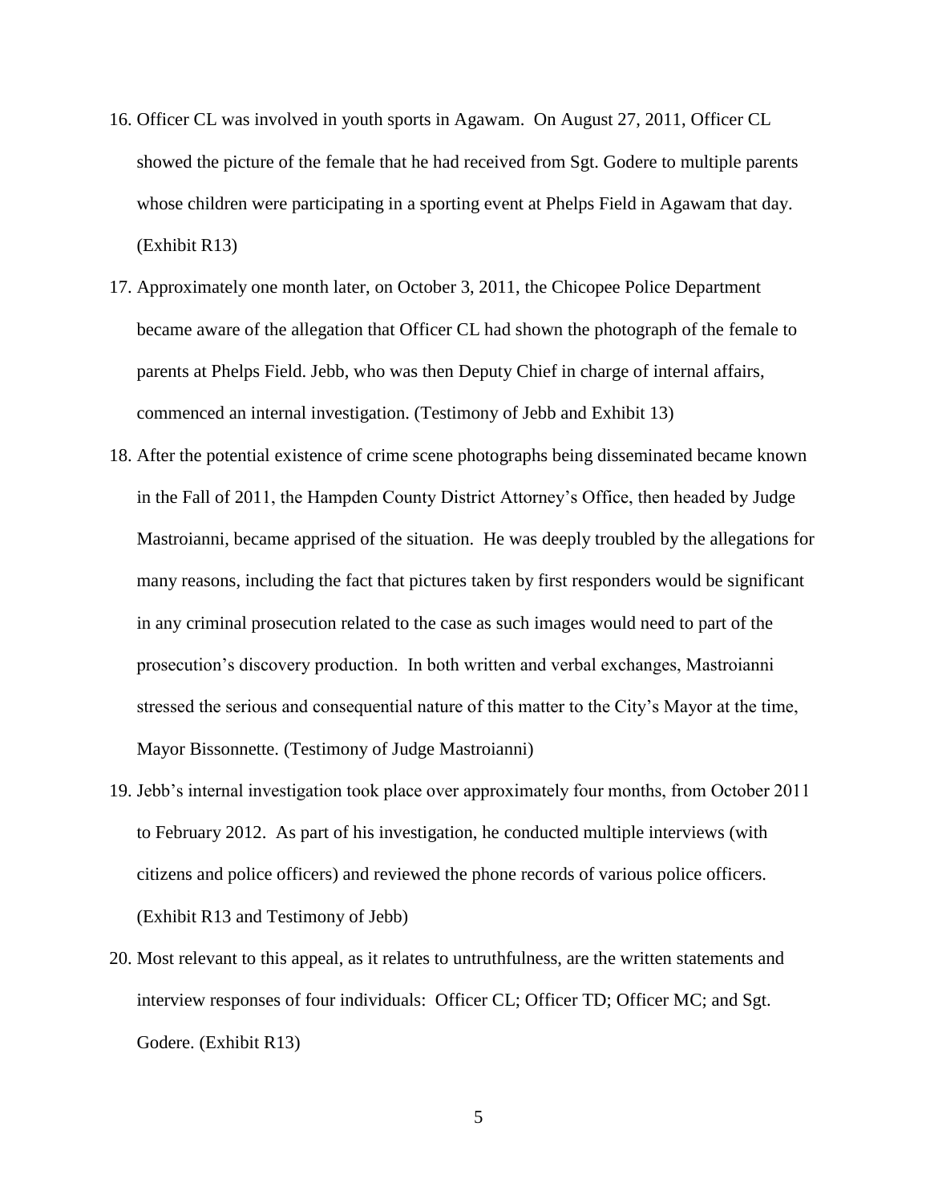16. Officer CL was involved in youth sports in Agawam. On August 27, 2011, Officer CL showed the picture of the female that he had received from Sgt. Godere to multiple parents whose children were participating in a sporting event at Phelps Field in Agawam that day. (Exhibit R13)
17. Approximately one month later, on October 3, 2011, the Chicopee Police Department became aware of the allegation that Officer CL had shown the photograph of the female to parents at Phelps Field. Jebb, who was then Deputy Chief in charge of internal affairs, commenced an internal investigation. (Testimony of Jebb and Exhibit 13)
18. After the potential existence of crime scene photographs being disseminated became known in the Fall of 2011, the Hampden County District Attorney's Office, then headed by Judge Mastroianni, became apprised of the situation. He was deeply troubled by the allegations for many reasons, including the fact that pictures taken by first responders would be significant in any criminal prosecution related to the case as such images would need to part of the prosecution's discovery production. In both written and verbal exchanges, Mastroianni stressed the serious and consequential nature of this matter to the City's Mayor at the time, Mayor Bissonnette. (Testimony of Judge Mastroianni)
19. Jebb's internal investigation took place over approximately four months, from October 2011 to February 2012. As part of his investigation, he conducted multiple interviews (with citizens and police officers) and reviewed the phone records of various police officers. (Exhibit R13 and Testimony of Jebb)
20. Most relevant to this appeal, as it relates to untruthfulness, are the written statements and interview responses of four individuals: Officer CL; Officer TD; Officer MC; and Sgt. Godere. (Exhibit R13)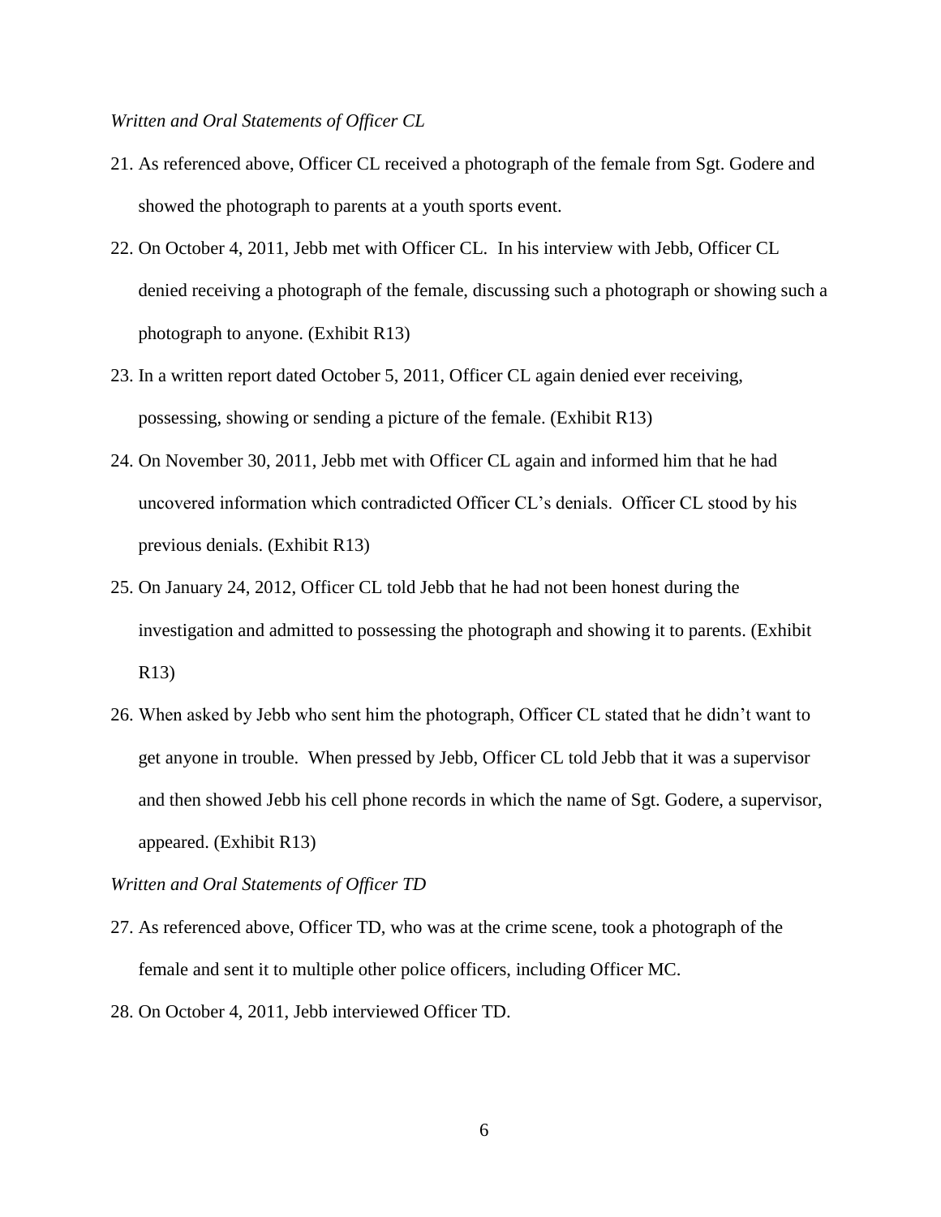*Written and Oral Statements of Officer CL*

21. As referenced above, Officer CL received a photograph of the female from Sgt. Godere and showed the photograph to parents at a youth sports event.

22. On October 4, 2011, Jebb met with Officer CL. In his interview with Jebb, Officer CL denied receiving a photograph of the female, discussing such a photograph or showing such a photograph to anyone. (Exhibit R13)

23. In a written report dated October 5, 2011, Officer CL again denied ever receiving, possessing, showing or sending a picture of the female. (Exhibit R13)

24. On November 30, 2011, Jebb met with Officer CL again and informed him that he had uncovered information which contradicted Officer CL's denials. Officer CL stood by his previous denials. (Exhibit R13)

25. On January 24, 2012, Officer CL told Jebb that he had not been honest during the investigation and admitted to possessing the photograph and showing it to parents. (Exhibit R13)

26. When asked by Jebb who sent him the photograph, Officer CL stated that he didn't want to get anyone in trouble. When pressed by Jebb, Officer CL told Jebb that it was a supervisor and then showed Jebb his cell phone records in which the name of Sgt. Godere, a supervisor, appeared. (Exhibit R13)

*Written and Oral Statements of Officer TD*

27. As referenced above, Officer TD, who was at the crime scene, took a photograph of the female and sent it to multiple other police officers, including Officer MC.

28. On October 4, 2011, Jebb interviewed Officer TD.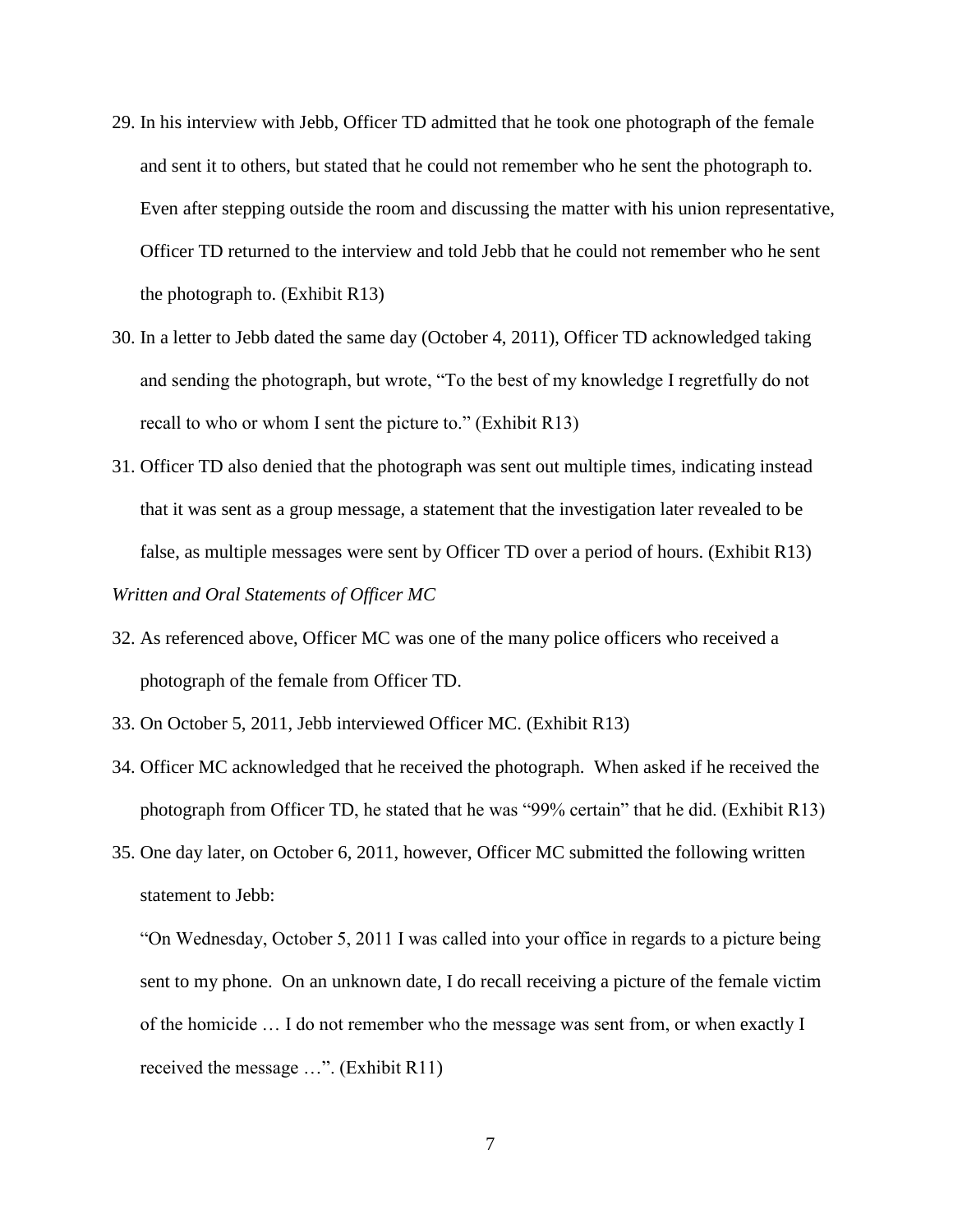29. In his interview with Jebb, Officer TD admitted that he took one photograph of the female and sent it to others, but stated that he could not remember who he sent the photograph to. Even after stepping outside the room and discussing the matter with his union representative, Officer TD returned to the interview and told Jebb that he could not remember who he sent the photograph to. (Exhibit R13)

30. In a letter to Jebb dated the same day (October 4, 2011), Officer TD acknowledged taking and sending the photograph, but wrote, "To the best of my knowledge I regretfully do not recall to who or whom I sent the picture to." (Exhibit R13)

31. Officer TD also denied that the photograph was sent out multiple times, indicating instead that it was sent as a group message, a statement that the investigation later revealed to be false, as multiple messages were sent by Officer TD over a period of hours. (Exhibit R13)

*Written and Oral Statements of Officer MC*

32. As referenced above, Officer MC was one of the many police officers who received a photograph of the female from Officer TD.

33. On October 5, 2011, Jebb interviewed Officer MC. (Exhibit R13)

34. Officer MC acknowledged that he received the photograph. When asked if he received the photograph from Officer TD, he stated that he was "99% certain" that he did. (Exhibit R13)

35. One day later, on October 6, 2011, however, Officer MC submitted the following written statement to Jebb:

    "On Wednesday, October 5, 2011 I was called into your office in regards to a picture being sent to my phone. On an unknown date, I do recall receiving a picture of the female victim of the homicide … I do not remember who the message was sent from, or when exactly I received the message …". (Exhibit R11)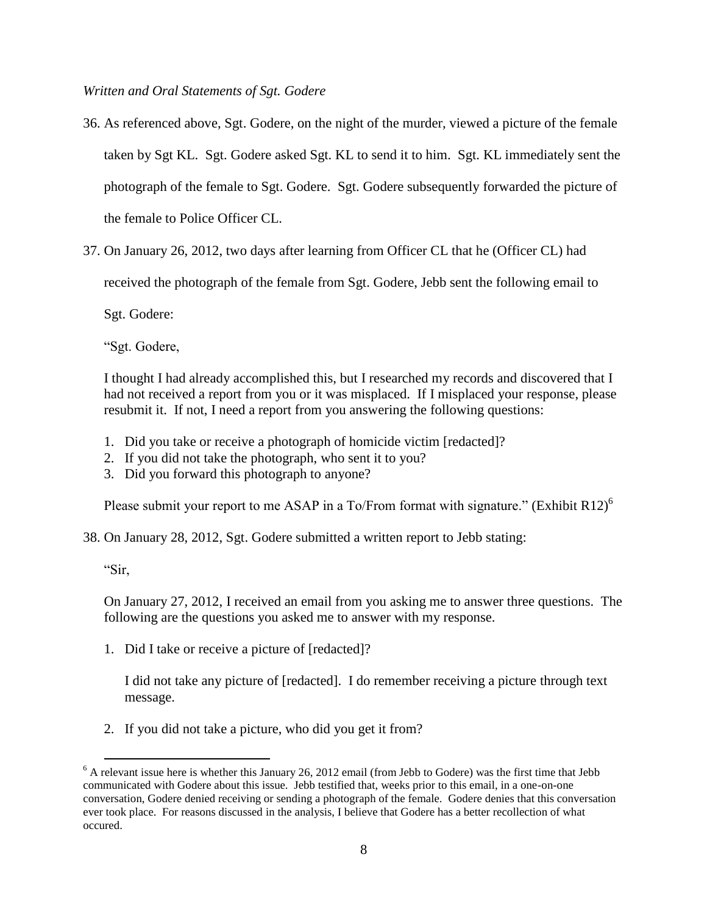*Written and Oral Statements of Sgt. Godere*

36. As referenced above, Sgt. Godere, on the night of the murder, viewed a picture of the female taken by Sgt KL. Sgt. Godere asked Sgt. KL to send it to him. Sgt. KL immediately sent the photograph of the female to Sgt. Godere. Sgt. Godere subsequently forwarded the picture of the female to Police Officer CL.

37. On January 26, 2012, two days after learning from Officer CL that he (Officer CL) had received the photograph of the female from Sgt. Godere, Jebb sent the following email to Sgt. Godere:

   "Sgt. Godere,

   I thought I had already accomplished this, but I researched my records and discovered that I had not received a report from you or it was misplaced. If I misplaced your response, please resubmit it. If not, I need a report from you answering the following questions:

   1. Did you take or receive a photograph of homicide victim [redacted]?
   2. If you did not take the photograph, who sent it to you?
   3. Did you forward this photograph to anyone?

   Please submit your report to me ASAP in a To/From format with signature." (Exhibit R12)[6]

38. On January 28, 2012, Sgt. Godere submitted a written report to Jebb stating:

   "Sir,

   On January 27, 2012, I received an email from you asking me to answer three questions. The following are the questions you asked me to answer with my response.

   1. Did I take or receive a picture of [redacted]?

      I did not take any picture of [redacted]. I do remember receiving a picture through text message.

   2. If you did not take a picture, who did you get it from?

---

[6] A relevant issue here is whether this January 26, 2012 email (from Jebb to Godere) was the first time that Jebb communicated with Godere about this issue. Jebb testified that, weeks prior to this email, in a one-on-one conversation, Godere denied receiving or sending a photograph of the female. Godere denies that this conversation ever took place. For reasons discussed in the analysis, I believe that Godere has a better recollection of what occured.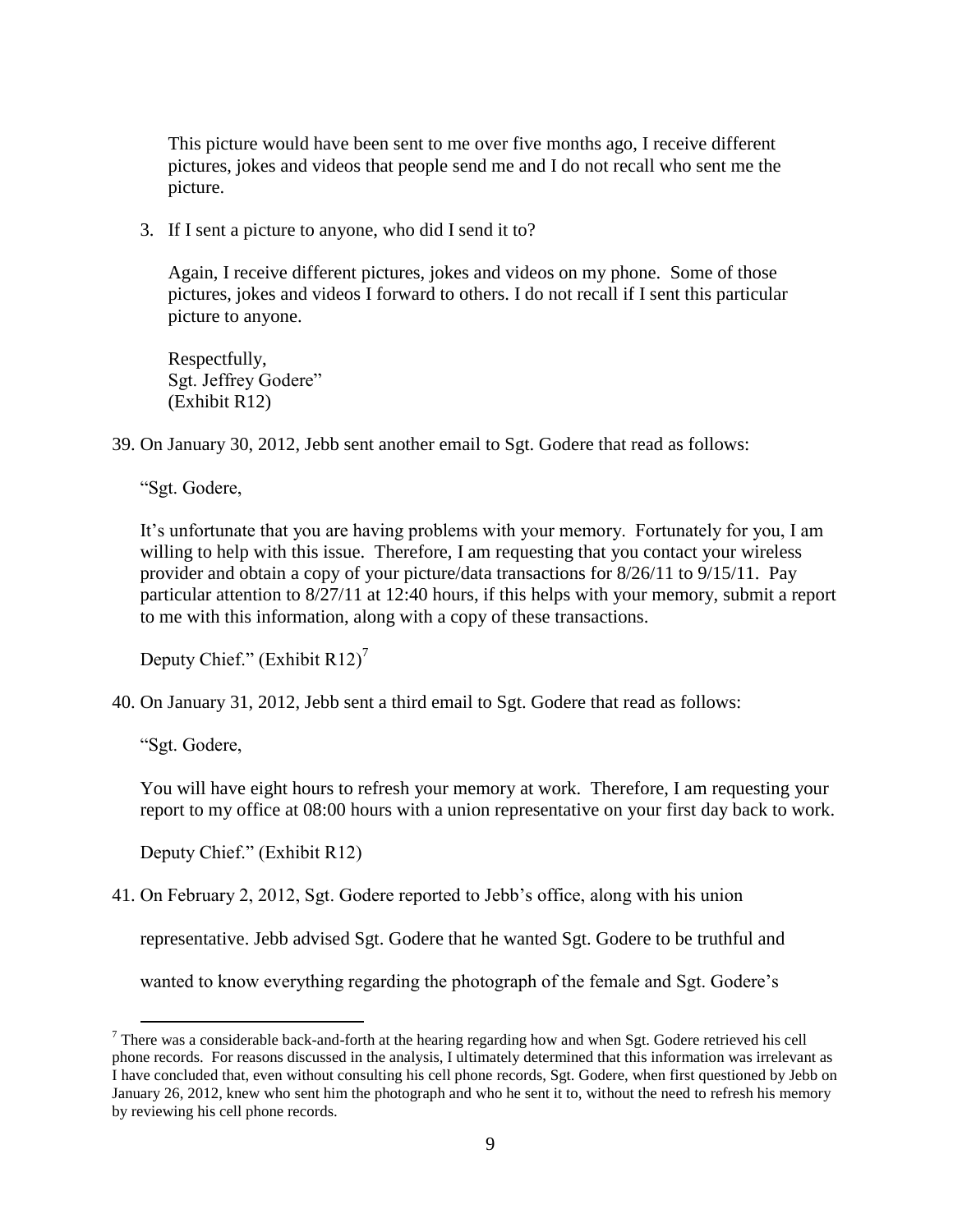This picture would have been sent to me over five months ago, I receive different pictures, jokes and videos that people send me and I do not recall who sent me the picture.

3. If I sent a picture to anyone, who did I send it to?

   Again, I receive different pictures, jokes and videos on my phone. Some of those pictures, jokes and videos I forward to others. I do not recall if I sent this particular picture to anyone.

   Respectfully,
   Sgt. Jeffrey Godere"
   (Exhibit R12)

39. On January 30, 2012, Jebb sent another email to Sgt. Godere that read as follows:

    "Sgt. Godere,

    It's unfortunate that you are having problems with your memory. Fortunately for you, I am willing to help with this issue. Therefore, I am requesting that you contact your wireless provider and obtain a copy of your picture/data transactions for 8/26/11 to 9/15/11. Pay particular attention to 8/27/11 at 12:40 hours, if this helps with your memory, submit a report to me with this information, along with a copy of these transactions.

    Deputy Chief." (Exhibit R12)[7]

40. On January 31, 2012, Jebb sent a third email to Sgt. Godere that read as follows:

    "Sgt. Godere,

    You will have eight hours to refresh your memory at work. Therefore, I am requesting your report to my office at 08:00 hours with a union representative on your first day back to work.

    Deputy Chief." (Exhibit R12)

41. On February 2, 2012, Sgt. Godere reported to Jebb's office, along with his union representative. Jebb advised Sgt. Godere that he wanted Sgt. Godere to be truthful and wanted to know everything regarding the photograph of the female and Sgt. Godere's

---

[7] There was a considerable back-and-forth at the hearing regarding how and when Sgt. Godere retrieved his cell phone records. For reasons discussed in the analysis, I ultimately determined that this information was irrelevant as I have concluded that, even without consulting his cell phone records, Sgt. Godere, when first questioned by Jebb on January 26, 2012, knew who sent him the photograph and who he sent it to, without the need to refresh his memory by reviewing his cell phone records.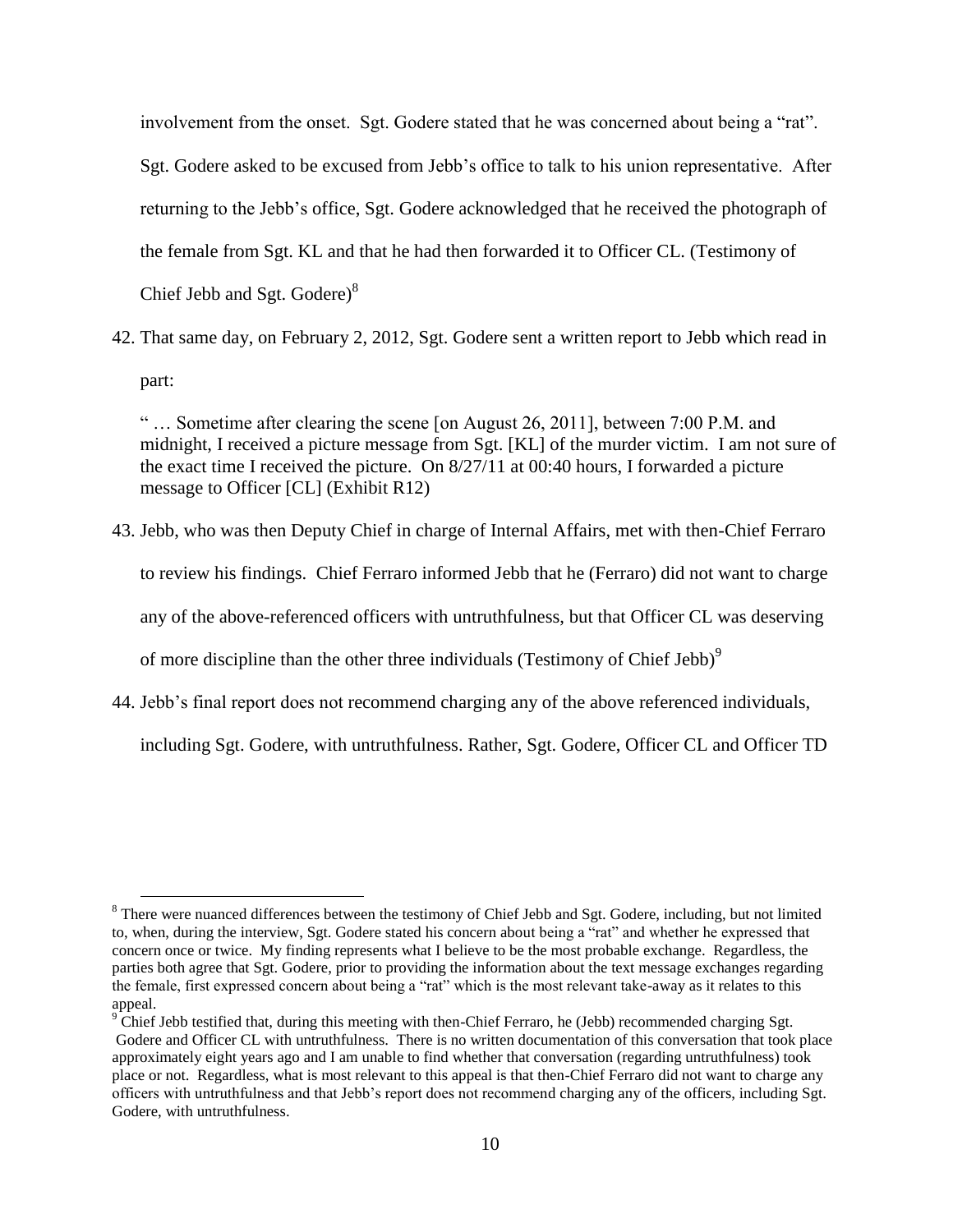involvement from the onset. Sgt. Godere stated that he was concerned about being a "rat". Sgt. Godere asked to be excused from Jebb's office to talk to his union representative. After returning to the Jebb's office, Sgt. Godere acknowledged that he received the photograph of the female from Sgt. KL and that he had then forwarded it to Officer CL. (Testimony of Chief Jebb and Sgt. Godere)[8]

42. That same day, on February 2, 2012, Sgt. Godere sent a written report to Jebb which read in part:

    " … Sometime after clearing the scene [on August 26, 2011], between 7:00 P.M. and midnight, I received a picture message from Sgt. [KL] of the murder victim. I am not sure of the exact time I received the picture. On 8/27/11 at 00:40 hours, I forwarded a picture message to Officer [CL] (Exhibit R12)

43. Jebb, who was then Deputy Chief in charge of Internal Affairs, met with then-Chief Ferraro to review his findings. Chief Ferraro informed Jebb that he (Ferraro) did not want to charge any of the above-referenced officers with untruthfulness, but that Officer CL was deserving of more discipline than the other three individuals (Testimony of Chief Jebb)[9]

44. Jebb's final report does not recommend charging any of the above referenced individuals, including Sgt. Godere, with untruthfulness. Rather, Sgt. Godere, Officer CL and Officer TD

---

[8] There were nuanced differences between the testimony of Chief Jebb and Sgt. Godere, including, but not limited to, when, during the interview, Sgt. Godere stated his concern about being a "rat" and whether he expressed that concern once or twice. My finding represents what I believe to be the most probable exchange. Regardless, the parties both agree that Sgt. Godere, prior to providing the information about the text message exchanges regarding the female, first expressed concern about being a "rat" which is the most relevant take-away as it relates to this appeal.

[9] Chief Jebb testified that, during this meeting with then-Chief Ferraro, he (Jebb) recommended charging Sgt. Godere and Officer CL with untruthfulness. There is no written documentation of this conversation that took place approximately eight years ago and I am unable to find whether that conversation (regarding untruthfulness) took place or not. Regardless, what is most relevant to this appeal is that then-Chief Ferraro did not want to charge any officers with untruthfulness and that Jebb's report does not recommend charging any of the officers, including Sgt. Godere, with untruthfulness.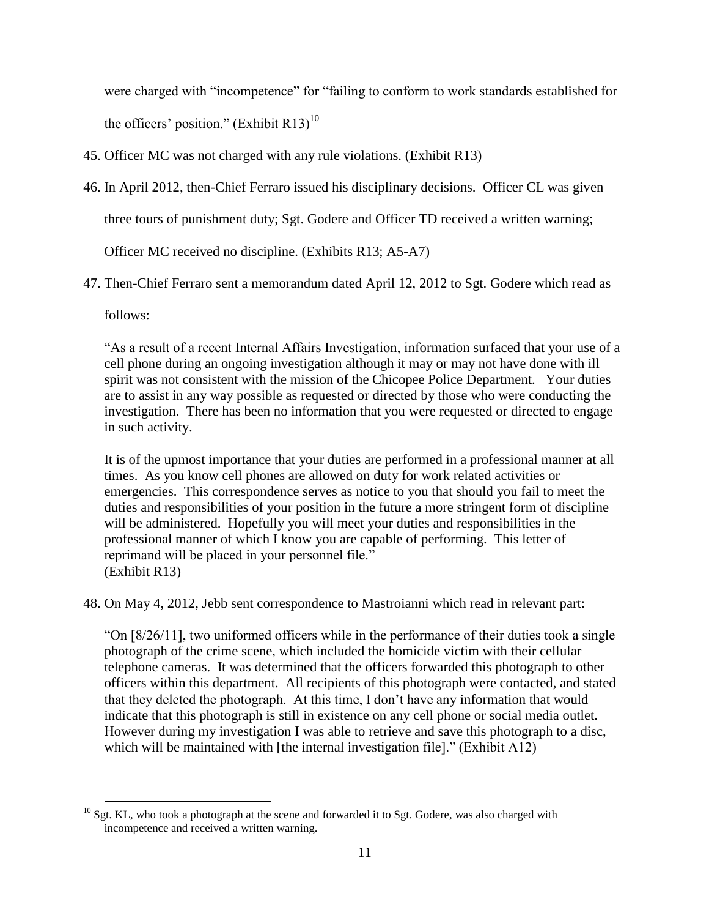were charged with "incompetence" for "failing to conform to work standards established for the officers' position." (Exhibit R13)[10]

45. Officer MC was not charged with any rule violations. (Exhibit R13)

46. In April 2012, then-Chief Ferraro issued his disciplinary decisions. Officer CL was given three tours of punishment duty; Sgt. Godere and Officer TD received a written warning; Officer MC received no discipline. (Exhibits R13; A5-A7)

47. Then-Chief Ferraro sent a memorandum dated April 12, 2012 to Sgt. Godere which read as follows:

   > "As a result of a recent Internal Affairs Investigation, information surfaced that your use of a cell phone during an ongoing investigation although it may or may not have done with ill spirit was not consistent with the mission of the Chicopee Police Department. Your duties are to assist in any way possible as requested or directed by those who were conducting the investigation. There has been no information that you were requested or directed to engage in such activity.
   >
   > It is of the upmost importance that your duties are performed in a professional manner at all times. As you know cell phones are allowed on duty for work related activities or emergencies. This correspondence serves as notice to you that should you fail to meet the duties and responsibilities of your position in the future a more stringent form of discipline will be administered. Hopefully you will meet your duties and responsibilities in the professional manner of which I know you are capable of performing. This letter of reprimand will be placed in your personnel file."
   > (Exhibit R13)

48. On May 4, 2012, Jebb sent correspondence to Mastroianni which read in relevant part:

   > "On [8/26/11], two uniformed officers while in the performance of their duties took a single photograph of the crime scene, which included the homicide victim with their cellular telephone cameras. It was determined that the officers forwarded this photograph to other officers within this department. All recipients of this photograph were contacted, and stated that they deleted the photograph. At this time, I don't have any information that would indicate that this photograph is still in existence on any cell phone or social media outlet. However during my investigation I was able to retrieve and save this photograph to a disc, which will be maintained with [the internal investigation file]." (Exhibit A12)

---

[10] Sgt. KL, who took a photograph at the scene and forwarded it to Sgt. Godere, was also charged with incompetence and received a written warning.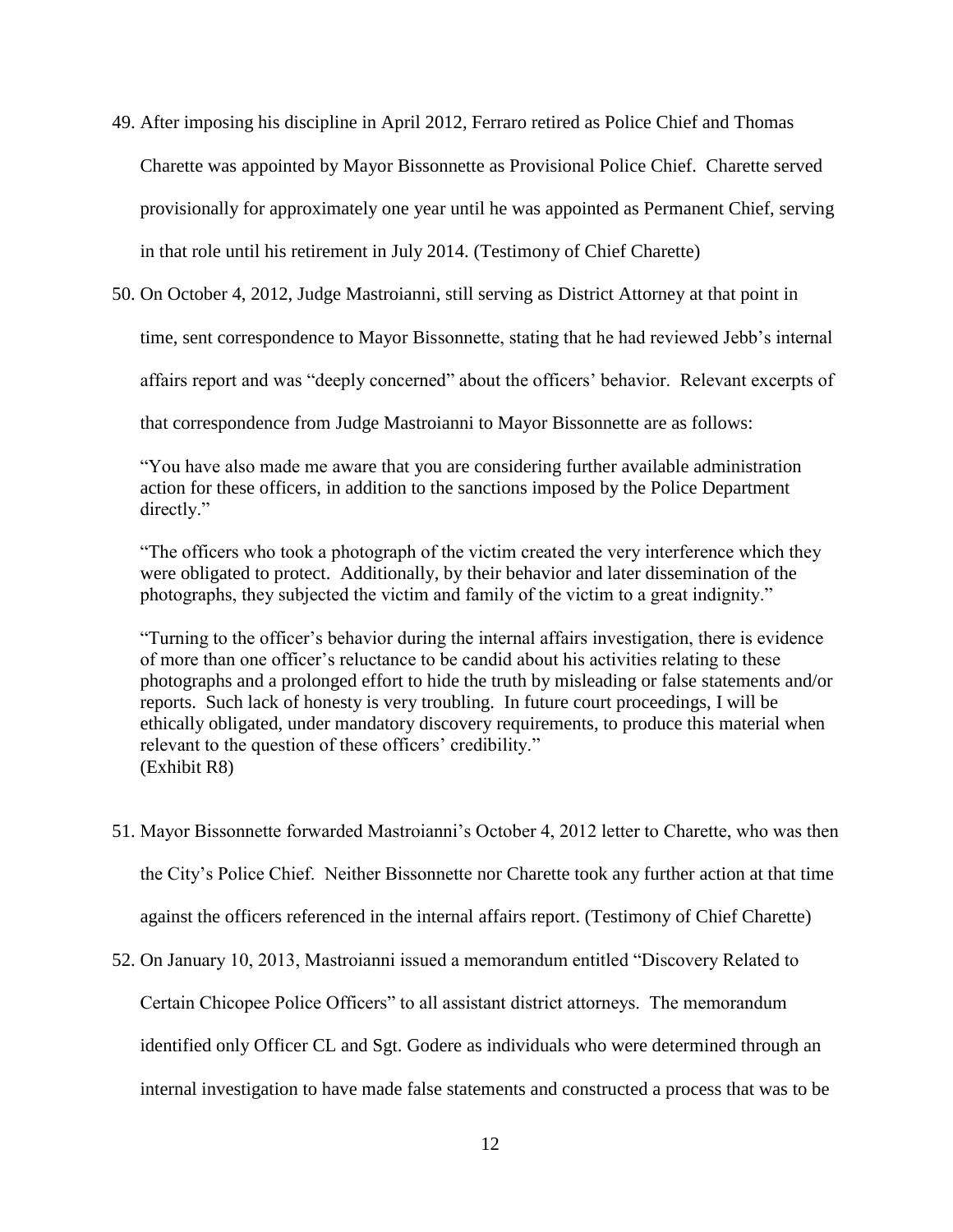49. After imposing his discipline in April 2012, Ferraro retired as Police Chief and Thomas Charette was appointed by Mayor Bissonnette as Provisional Police Chief. Charette served provisionally for approximately one year until he was appointed as Permanent Chief, serving in that role until his retirement in July 2014. (Testimony of Chief Charette)

50. On October 4, 2012, Judge Mastroianni, still serving as District Attorney at that point in time, sent correspondence to Mayor Bissonnette, stating that he had reviewed Jebb's internal affairs report and was "deeply concerned" about the officers' behavior. Relevant excerpts of that correspondence from Judge Mastroianni to Mayor Bissonnette are as follows:

   "You have also made me aware that you are considering further available administration action for these officers, in addition to the sanctions imposed by the Police Department directly."

   "The officers who took a photograph of the victim created the very interference which they were obligated to protect. Additionally, by their behavior and later dissemination of the photographs, they subjected the victim and family of the victim to a great indignity."

   "Turning to the officer's behavior during the internal affairs investigation, there is evidence of more than one officer's reluctance to be candid about his activities relating to these photographs and a prolonged effort to hide the truth by misleading or false statements and/or reports. Such lack of honesty is very troubling. In future court proceedings, I will be ethically obligated, under mandatory discovery requirements, to produce this material when relevant to the question of these officers' credibility."
   (Exhibit R8)

51. Mayor Bissonnette forwarded Mastroianni's October 4, 2012 letter to Charette, who was then the City's Police Chief. Neither Bissonnette nor Charette took any further action at that time against the officers referenced in the internal affairs report. (Testimony of Chief Charette)

52. On January 10, 2013, Mastroianni issued a memorandum entitled "Discovery Related to Certain Chicopee Police Officers" to all assistant district attorneys. The memorandum identified only Officer CL and Sgt. Godere as individuals who were determined through an internal investigation to have made false statements and constructed a process that was to be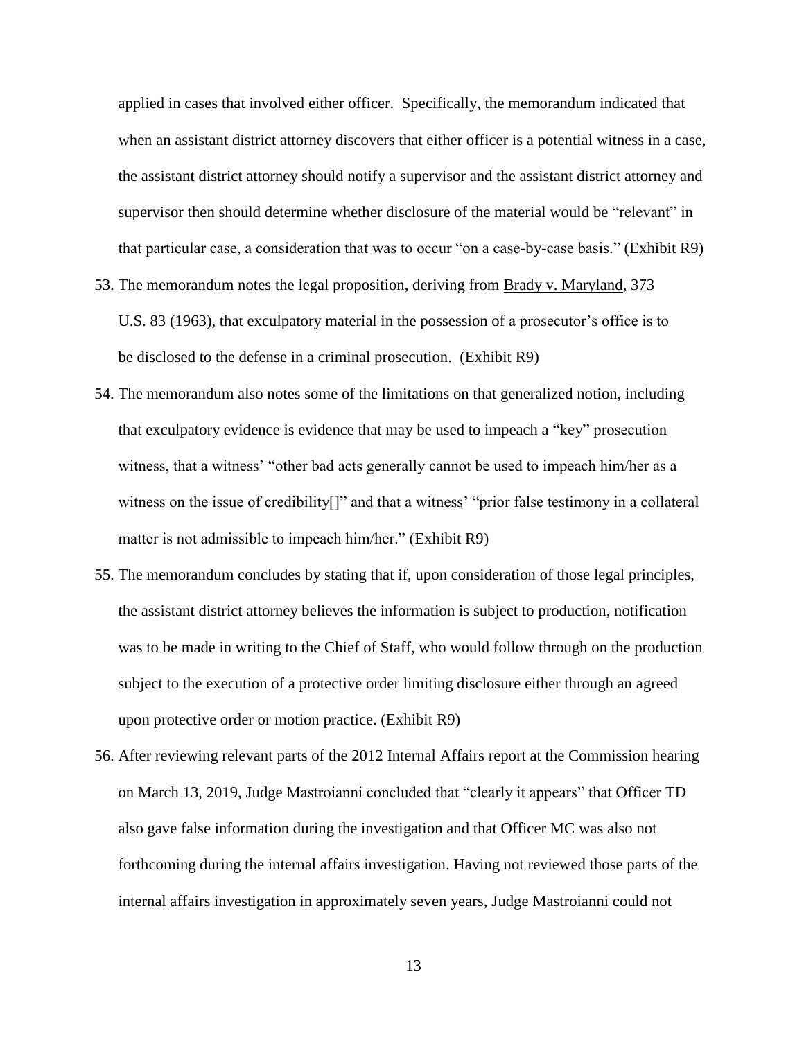applied in cases that involved either officer. Specifically, the memorandum indicated that when an assistant district attorney discovers that either officer is a potential witness in a case, the assistant district attorney should notify a supervisor and the assistant district attorney and supervisor then should determine whether disclosure of the material would be "relevant" in that particular case, a consideration that was to occur "on a case-by-case basis." (Exhibit R9)

53. The memorandum notes the legal proposition, deriving from Brady v. Maryland, 373 U.S. 83 (1963), that exculpatory material in the possession of a prosecutor's office is to be disclosed to the defense in a criminal prosecution. (Exhibit R9)

54. The memorandum also notes some of the limitations on that generalized notion, including that exculpatory evidence is evidence that may be used to impeach a "key" prosecution witness, that a witness' "other bad acts generally cannot be used to impeach him/her as a witness on the issue of credibility[]" and that a witness' "prior false testimony in a collateral matter is not admissible to impeach him/her." (Exhibit R9)

55. The memorandum concludes by stating that if, upon consideration of those legal principles, the assistant district attorney believes the information is subject to production, notification was to be made in writing to the Chief of Staff, who would follow through on the production subject to the execution of a protective order limiting disclosure either through an agreed upon protective order or motion practice. (Exhibit R9)

56. After reviewing relevant parts of the 2012 Internal Affairs report at the Commission hearing on March 13, 2019, Judge Mastroianni concluded that "clearly it appears" that Officer TD also gave false information during the investigation and that Officer MC was also not forthcoming during the internal affairs investigation. Having not reviewed those parts of the internal affairs investigation in approximately seven years, Judge Mastroianni could not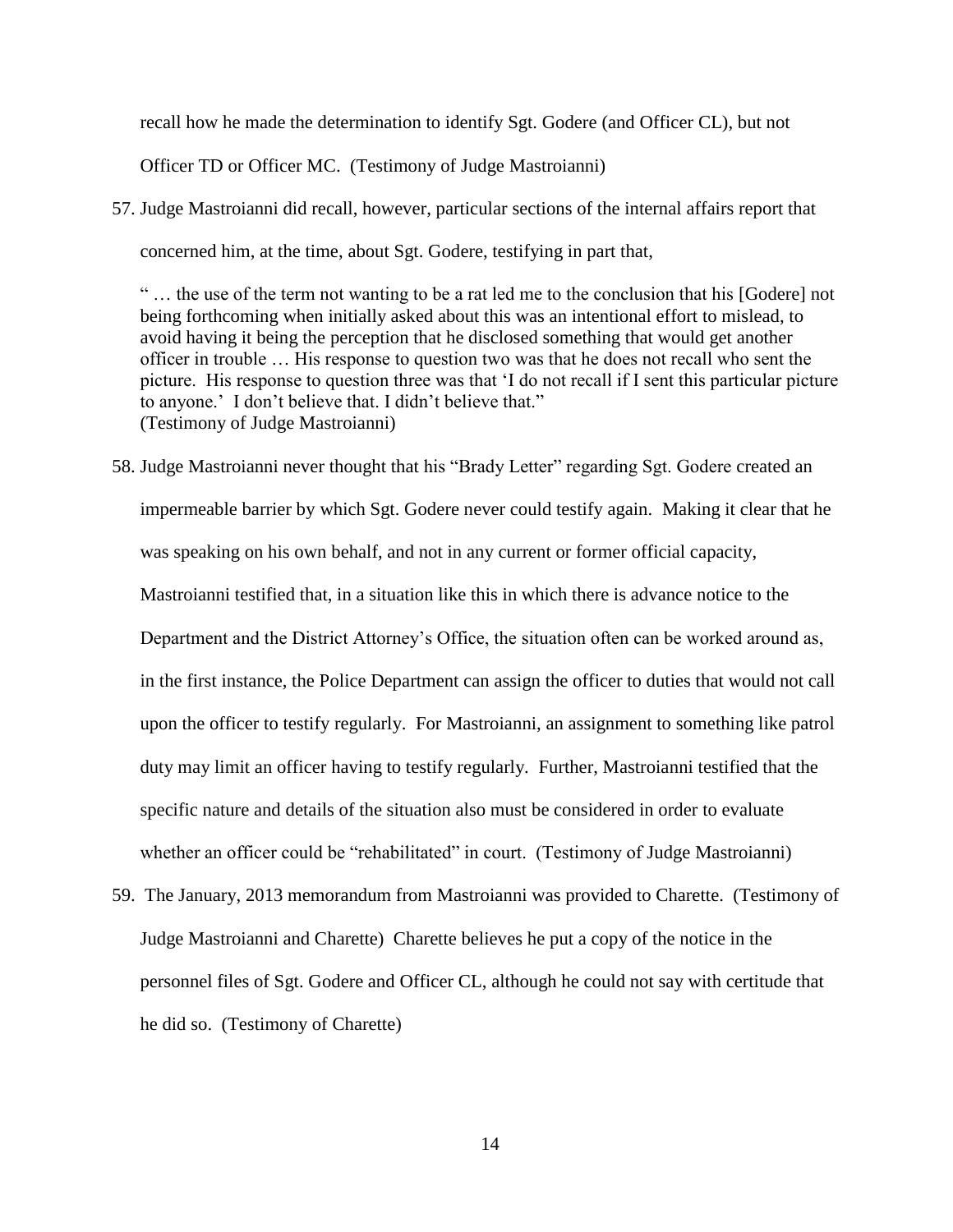recall how he made the determination to identify Sgt. Godere (and Officer CL), but not Officer TD or Officer MC. (Testimony of Judge Mastroianni)

57. Judge Mastroianni did recall, however, particular sections of the internal affairs report that concerned him, at the time, about Sgt. Godere, testifying in part that,

    " … the use of the term not wanting to be a rat led me to the conclusion that his [Godere] not being forthcoming when initially asked about this was an intentional effort to mislead, to avoid having it being the perception that he disclosed something that would get another officer in trouble … His response to question two was that he does not recall who sent the picture. His response to question three was that 'I do not recall if I sent this particular picture to anyone.' I don't believe that. I didn't believe that."
    (Testimony of Judge Mastroianni)

58. Judge Mastroianni never thought that his "Brady Letter" regarding Sgt. Godere created an impermeable barrier by which Sgt. Godere never could testify again. Making it clear that he was speaking on his own behalf, and not in any current or former official capacity, Mastroianni testified that, in a situation like this in which there is advance notice to the Department and the District Attorney's Office, the situation often can be worked around as, in the first instance, the Police Department can assign the officer to duties that would not call upon the officer to testify regularly. For Mastroianni, an assignment to something like patrol duty may limit an officer having to testify regularly. Further, Mastroianni testified that the specific nature and details of the situation also must be considered in order to evaluate whether an officer could be "rehabilitated" in court. (Testimony of Judge Mastroianni)

59. The January, 2013 memorandum from Mastroianni was provided to Charette. (Testimony of Judge Mastroianni and Charette) Charette believes he put a copy of the notice in the personnel files of Sgt. Godere and Officer CL, although he could not say with certitude that he did so. (Testimony of Charette)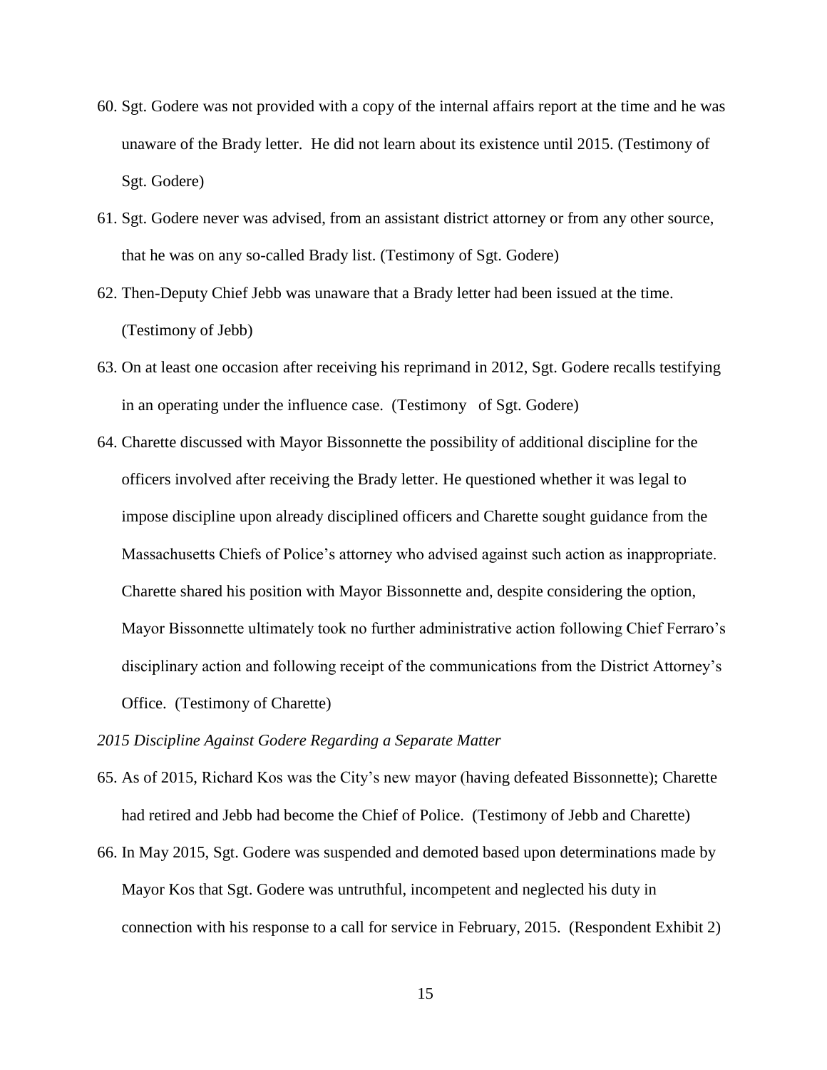60. Sgt. Godere was not provided with a copy of the internal affairs report at the time and he was unaware of the Brady letter. He did not learn about its existence until 2015. (Testimony of Sgt. Godere)

61. Sgt. Godere never was advised, from an assistant district attorney or from any other source, that he was on any so-called Brady list. (Testimony of Sgt. Godere)

62. Then-Deputy Chief Jebb was unaware that a Brady letter had been issued at the time. (Testimony of Jebb)

63. On at least one occasion after receiving his reprimand in 2012, Sgt. Godere recalls testifying in an operating under the influence case. (Testimony of Sgt. Godere)

64. Charette discussed with Mayor Bissonnette the possibility of additional discipline for the officers involved after receiving the Brady letter. He questioned whether it was legal to impose discipline upon already disciplined officers and Charette sought guidance from the Massachusetts Chiefs of Police's attorney who advised against such action as inappropriate. Charette shared his position with Mayor Bissonnette and, despite considering the option, Mayor Bissonnette ultimately took no further administrative action following Chief Ferraro's disciplinary action and following receipt of the communications from the District Attorney's Office. (Testimony of Charette)

*2015 Discipline Against Godere Regarding a Separate Matter*

65. As of 2015, Richard Kos was the City's new mayor (having defeated Bissonnette); Charette had retired and Jebb had become the Chief of Police. (Testimony of Jebb and Charette)

66. In May 2015, Sgt. Godere was suspended and demoted based upon determinations made by Mayor Kos that Sgt. Godere was untruthful, incompetent and neglected his duty in connection with his response to a call for service in February, 2015. (Respondent Exhibit 2)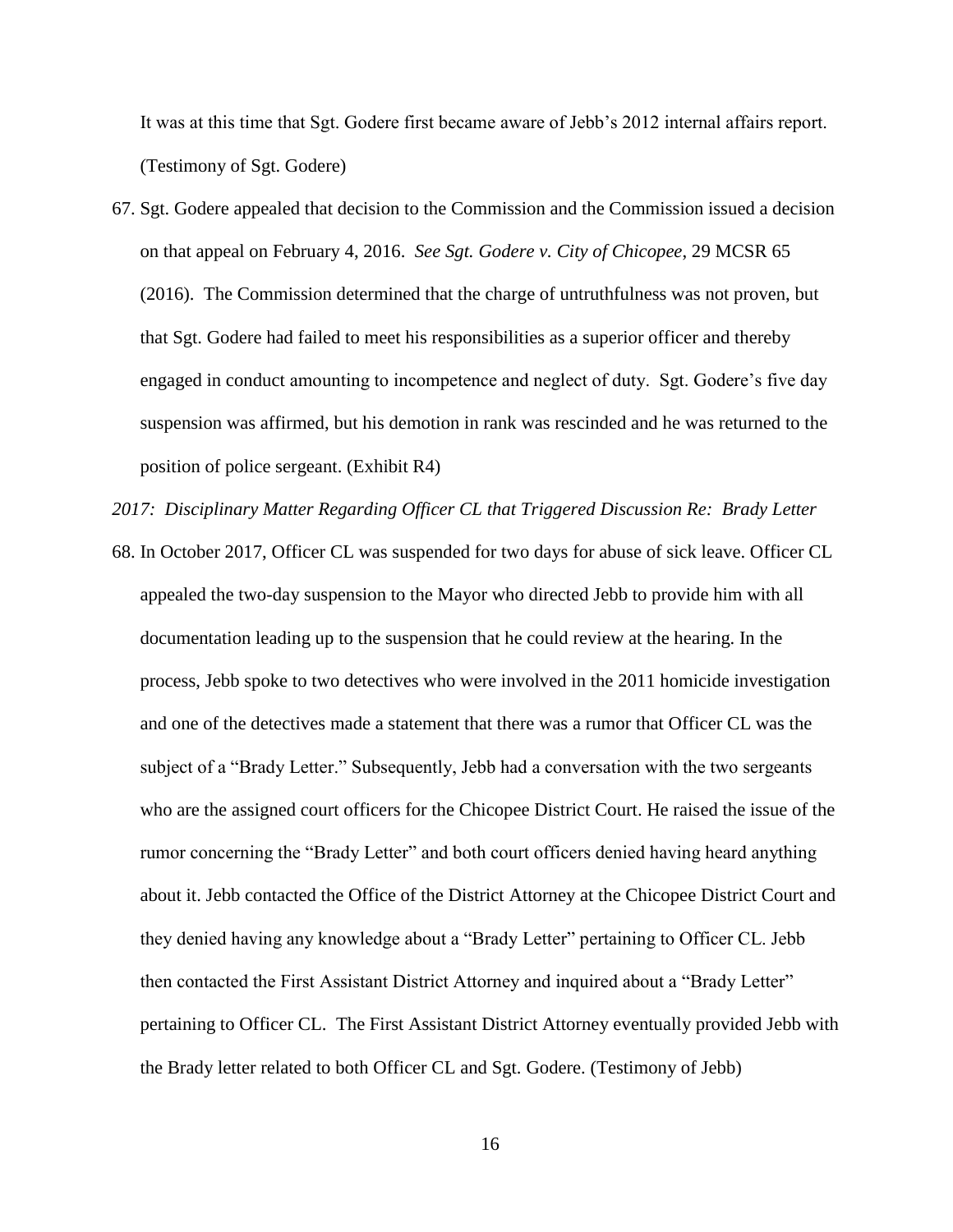It was at this time that Sgt. Godere first became aware of Jebb's 2012 internal affairs report. (Testimony of Sgt. Godere)

67. Sgt. Godere appealed that decision to the Commission and the Commission issued a decision on that appeal on February 4, 2016. *See Sgt. Godere v. City of Chicopee*, 29 MCSR 65 (2016). The Commission determined that the charge of untruthfulness was not proven, but that Sgt. Godere had failed to meet his responsibilities as a superior officer and thereby engaged in conduct amounting to incompetence and neglect of duty. Sgt. Godere's five day suspension was affirmed, but his demotion in rank was rescinded and he was returned to the position of police sergeant. (Exhibit R4)

*2017: Disciplinary Matter Regarding Officer CL that Triggered Discussion Re: Brady Letter*

68. In October 2017, Officer CL was suspended for two days for abuse of sick leave. Officer CL appealed the two-day suspension to the Mayor who directed Jebb to provide him with all documentation leading up to the suspension that he could review at the hearing. In the process, Jebb spoke to two detectives who were involved in the 2011 homicide investigation and one of the detectives made a statement that there was a rumor that Officer CL was the subject of a "Brady Letter." Subsequently, Jebb had a conversation with the two sergeants who are the assigned court officers for the Chicopee District Court. He raised the issue of the rumor concerning the "Brady Letter" and both court officers denied having heard anything about it. Jebb contacted the Office of the District Attorney at the Chicopee District Court and they denied having any knowledge about a "Brady Letter" pertaining to Officer CL. Jebb then contacted the First Assistant District Attorney and inquired about a "Brady Letter" pertaining to Officer CL. The First Assistant District Attorney eventually provided Jebb with the Brady letter related to both Officer CL and Sgt. Godere. (Testimony of Jebb)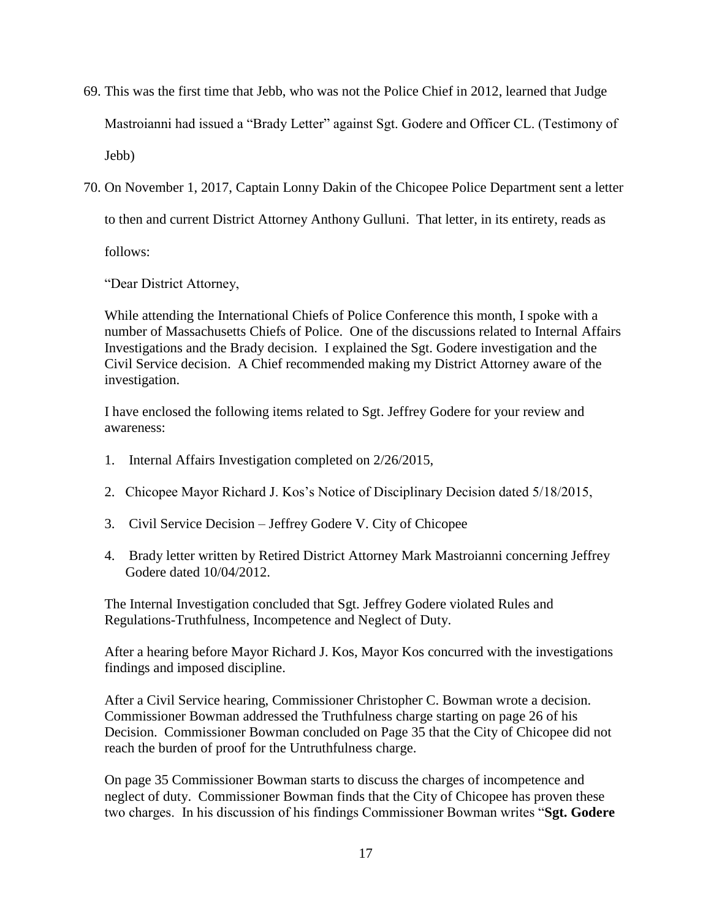69. This was the first time that Jebb, who was not the Police Chief in 2012, learned that Judge Mastroianni had issued a "Brady Letter" against Sgt. Godere and Officer CL. (Testimony of Jebb)

70. On November 1, 2017, Captain Lonny Dakin of the Chicopee Police Department sent a letter to then and current District Attorney Anthony Gulluni. That letter, in its entirety, reads as follows:

> "Dear District Attorney,
>
> While attending the International Chiefs of Police Conference this month, I spoke with a number of Massachusetts Chiefs of Police. One of the discussions related to Internal Affairs Investigations and the Brady decision. I explained the Sgt. Godere investigation and the Civil Service decision. A Chief recommended making my District Attorney aware of the investigation.
>
> I have enclosed the following items related to Sgt. Jeffrey Godere for your review and awareness:
>
> 1. Internal Affairs Investigation completed on 2/26/2015,
> 2. Chicopee Mayor Richard J. Kos's Notice of Disciplinary Decision dated 5/18/2015,
> 3. Civil Service Decision – Jeffrey Godere V. City of Chicopee
> 4. Brady letter written by Retired District Attorney Mark Mastroianni concerning Jeffrey Godere dated 10/04/2012.
>
> The Internal Investigation concluded that Sgt. Jeffrey Godere violated Rules and Regulations-Truthfulness, Incompetence and Neglect of Duty.
>
> After a hearing before Mayor Richard J. Kos, Mayor Kos concurred with the investigations findings and imposed discipline.
>
> After a Civil Service hearing, Commissioner Christopher C. Bowman wrote a decision. Commissioner Bowman addressed the Truthfulness charge starting on page 26 of his Decision. Commissioner Bowman concluded on Page 35 that the City of Chicopee did not reach the burden of proof for the Untruthfulness charge.
>
> On page 35 Commissioner Bowman starts to discuss the charges of incompetence and neglect of duty. Commissioner Bowman finds that the City of Chicopee has proven these two charges. In his discussion of his findings Commissioner Bowman writes "**Sgt. Godere**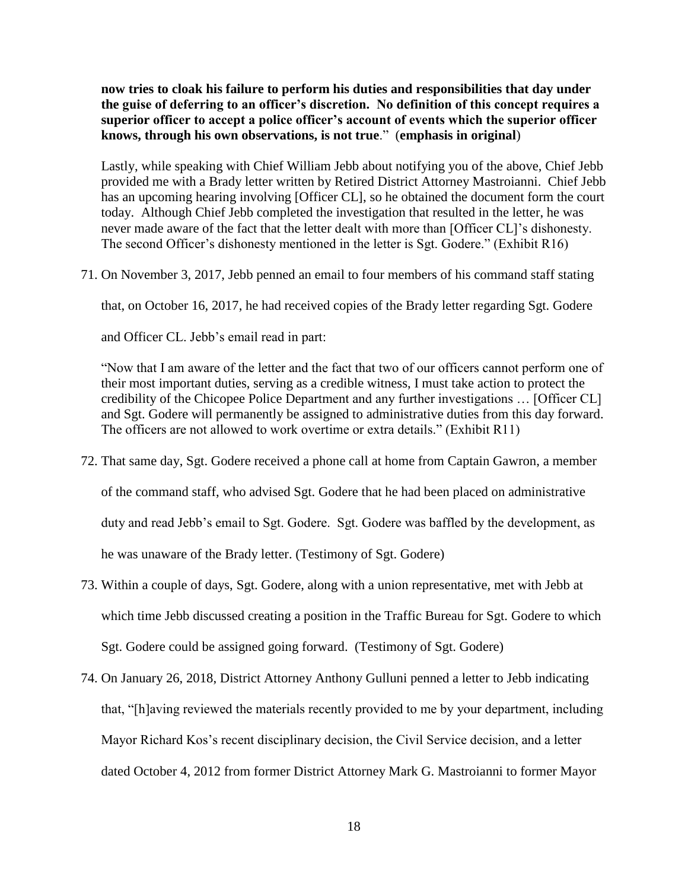**now tries to cloak his failure to perform his duties and responsibilities that day under the guise of deferring to an officer's discretion. No definition of this concept requires a superior officer to accept a police officer's account of events which the superior officer knows, through his own observations, is not true**." (**emphasis in original**)

Lastly, while speaking with Chief William Jebb about notifying you of the above, Chief Jebb provided me with a Brady letter written by Retired District Attorney Mastroianni. Chief Jebb has an upcoming hearing involving [Officer CL], so he obtained the document form the court today. Although Chief Jebb completed the investigation that resulted in the letter, he was never made aware of the fact that the letter dealt with more than [Officer CL]'s dishonesty. The second Officer's dishonesty mentioned in the letter is Sgt. Godere." (Exhibit R16)

71. On November 3, 2017, Jebb penned an email to four members of his command staff stating that, on October 16, 2017, he had received copies of the Brady letter regarding Sgt. Godere and Officer CL. Jebb's email read in part:

   "Now that I am aware of the letter and the fact that two of our officers cannot perform one of their most important duties, serving as a credible witness, I must take action to protect the credibility of the Chicopee Police Department and any further investigations … [Officer CL] and Sgt. Godere will permanently be assigned to administrative duties from this day forward. The officers are not allowed to work overtime or extra details." (Exhibit R11)

72. That same day, Sgt. Godere received a phone call at home from Captain Gawron, a member of the command staff, who advised Sgt. Godere that he had been placed on administrative duty and read Jebb's email to Sgt. Godere. Sgt. Godere was baffled by the development, as he was unaware of the Brady letter. (Testimony of Sgt. Godere)

73. Within a couple of days, Sgt. Godere, along with a union representative, met with Jebb at which time Jebb discussed creating a position in the Traffic Bureau for Sgt. Godere to which Sgt. Godere could be assigned going forward. (Testimony of Sgt. Godere)

74. On January 26, 2018, District Attorney Anthony Gulluni penned a letter to Jebb indicating that, "[h]aving reviewed the materials recently provided to me by your department, including Mayor Richard Kos's recent disciplinary decision, the Civil Service decision, and a letter dated October 4, 2012 from former District Attorney Mark G. Mastroianni to former Mayor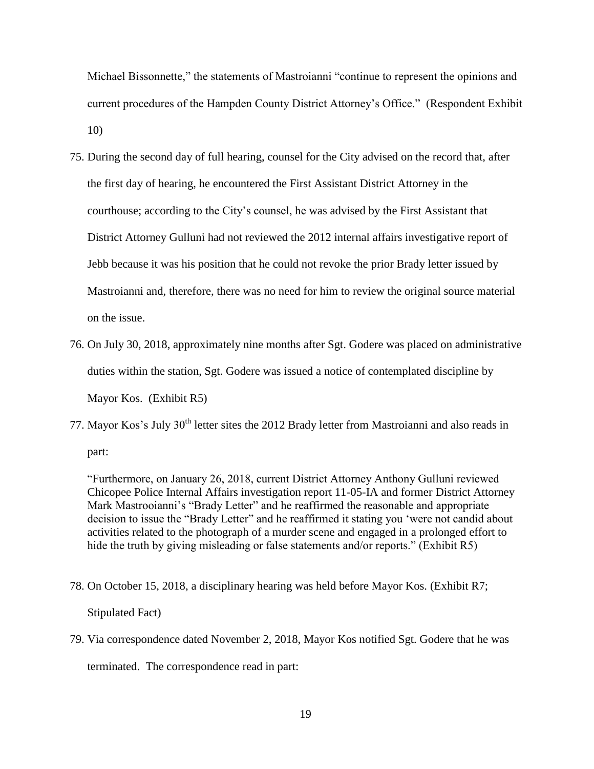Michael Bissonnette," the statements of Mastroianni "continue to represent the opinions and current procedures of the Hampden County District Attorney's Office." (Respondent Exhibit 10)

75. During the second day of full hearing, counsel for the City advised on the record that, after the first day of hearing, he encountered the First Assistant District Attorney in the courthouse; according to the City's counsel, he was advised by the First Assistant that District Attorney Gulluni had not reviewed the 2012 internal affairs investigative report of Jebb because it was his position that he could not revoke the prior Brady letter issued by Mastroianni and, therefore, there was no need for him to review the original source material on the issue.

76. On July 30, 2018, approximately nine months after Sgt. Godere was placed on administrative duties within the station, Sgt. Godere was issued a notice of contemplated discipline by Mayor Kos. (Exhibit R5)

77. Mayor Kos's July 30th letter sites the 2012 Brady letter from Mastroianni and also reads in part:

   "Furthermore, on January 26, 2018, current District Attorney Anthony Gulluni reviewed Chicopee Police Internal Affairs investigation report 11-05-IA and former District Attorney Mark Mastrooianni's "Brady Letter" and he reaffirmed the reasonable and appropriate decision to issue the "Brady Letter" and he reaffirmed it stating you 'were not candid about activities related to the photograph of a murder scene and engaged in a prolonged effort to hide the truth by giving misleading or false statements and/or reports." (Exhibit R5)

78. On October 15, 2018, a disciplinary hearing was held before Mayor Kos. (Exhibit R7; Stipulated Fact)

79. Via correspondence dated November 2, 2018, Mayor Kos notified Sgt. Godere that he was terminated. The correspondence read in part: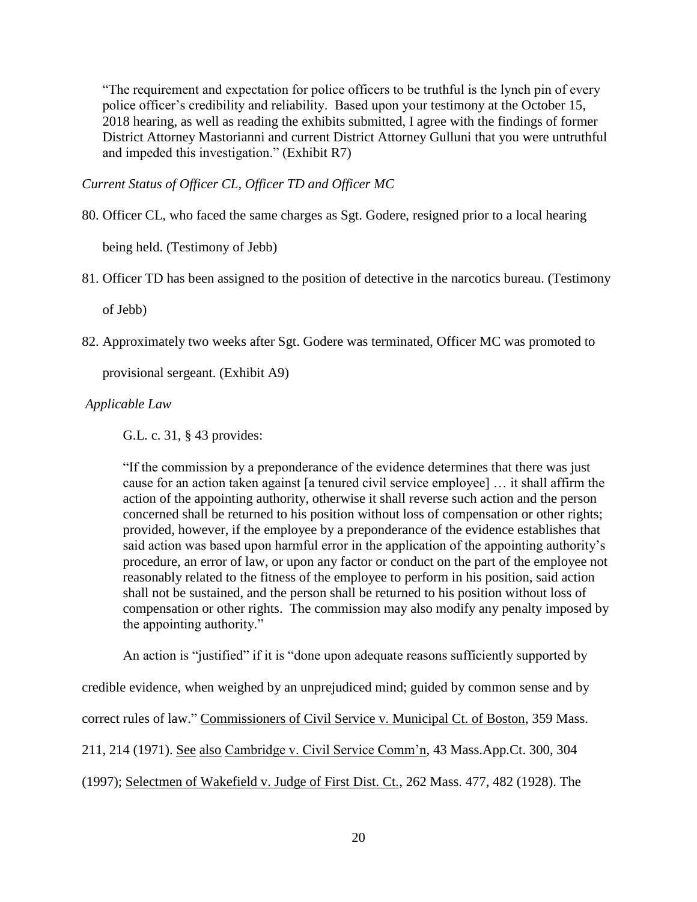> "The requirement and expectation for police officers to be truthful is the lynch pin of every police officer's credibility and reliability. Based upon your testimony at the October 15, 2018 hearing, as well as reading the exhibits submitted, I agree with the findings of former District Attorney Mastorianni and current District Attorney Gulluni that you were untruthful and impeded this investigation." (Exhibit R7)

*Current Status of Officer CL, Officer TD and Officer MC*

80. Officer CL, who faced the same charges as Sgt. Godere, resigned prior to a local hearing being held. (Testimony of Jebb)

81. Officer TD has been assigned to the position of detective in the narcotics bureau. (Testimony of Jebb)

82. Approximately two weeks after Sgt. Godere was terminated, Officer MC was promoted to provisional sergeant. (Exhibit A9)

*Applicable Law*

G.L. c. 31, § 43 provides:

> "If the commission by a preponderance of the evidence determines that there was just cause for an action taken against [a tenured civil service employee] … it shall affirm the action of the appointing authority, otherwise it shall reverse such action and the person concerned shall be returned to his position without loss of compensation or other rights; provided, however, if the employee by a preponderance of the evidence establishes that said action was based upon harmful error in the application of the appointing authority's procedure, an error of law, or upon any factor or conduct on the part of the employee not reasonably related to the fitness of the employee to perform in his position, said action shall not be sustained, and the person shall be returned to his position without loss of compensation or other rights. The commission may also modify any penalty imposed by the appointing authority."

An action is "justified" if it is "done upon adequate reasons sufficiently supported by credible evidence, when weighed by an unprejudiced mind; guided by common sense and by correct rules of law." Commissioners of Civil Service v. Municipal Ct. of Boston, 359 Mass. 211, 214 (1971). See also Cambridge v. Civil Service Comm'n, 43 Mass.App.Ct. 300, 304 (1997); Selectmen of Wakefield v. Judge of First Dist. Ct., 262 Mass. 477, 482 (1928). The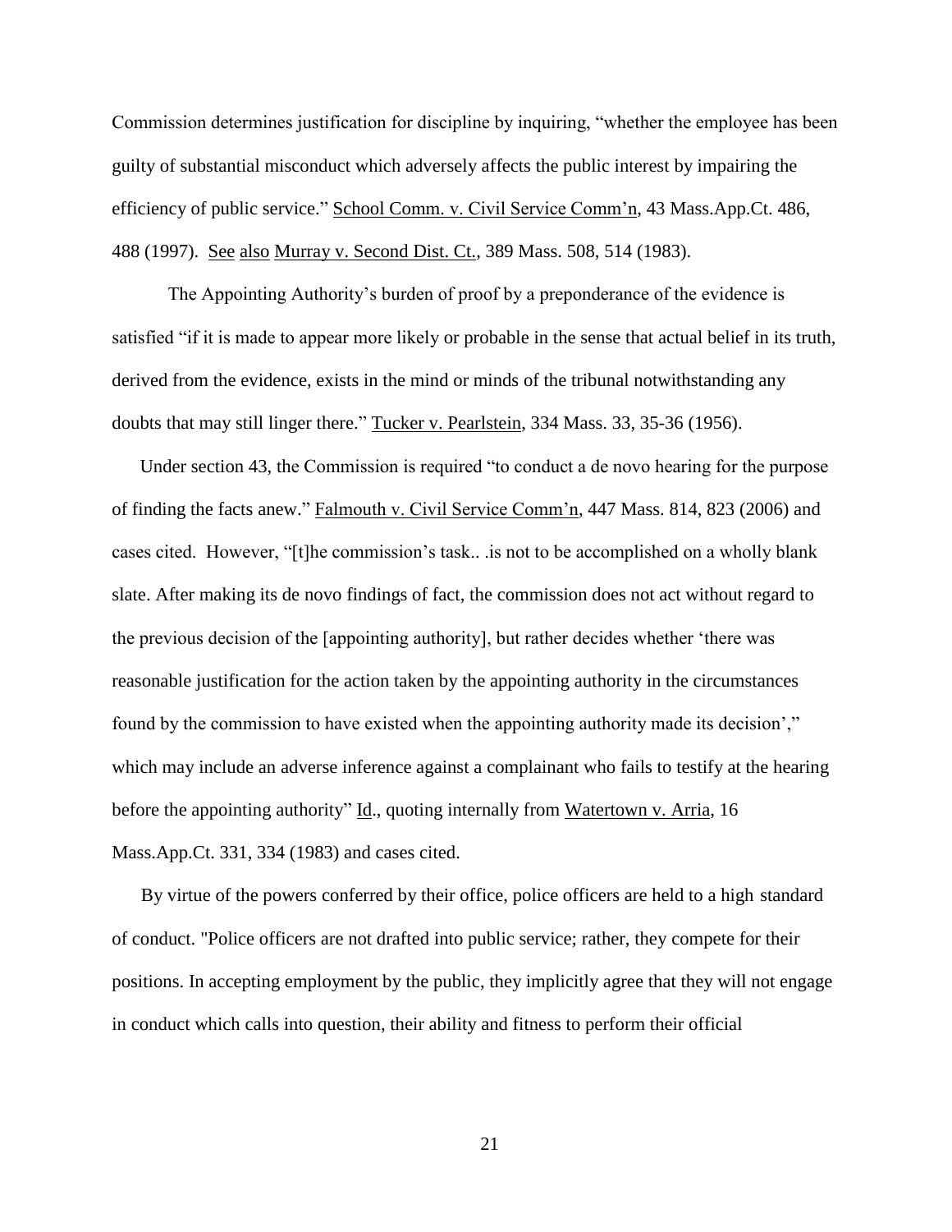Commission determines justification for discipline by inquiring, "whether the employee has been guilty of substantial misconduct which adversely affects the public interest by impairing the efficiency of public service." School Comm. v. Civil Service Comm'n, 43 Mass.App.Ct. 486, 488 (1997). See also Murray v. Second Dist. Ct., 389 Mass. 508, 514 (1983).

The Appointing Authority's burden of proof by a preponderance of the evidence is satisfied "if it is made to appear more likely or probable in the sense that actual belief in its truth, derived from the evidence, exists in the mind or minds of the tribunal notwithstanding any doubts that may still linger there." Tucker v. Pearlstein, 334 Mass. 33, 35-36 (1956).

Under section 43, the Commission is required "to conduct a de novo hearing for the purpose of finding the facts anew." Falmouth v. Civil Service Comm'n, 447 Mass. 814, 823 (2006) and cases cited. However, "[t]he commission's task.. .is not to be accomplished on a wholly blank slate. After making its de novo findings of fact, the commission does not act without regard to the previous decision of the [appointing authority], but rather decides whether 'there was reasonable justification for the action taken by the appointing authority in the circumstances found by the commission to have existed when the appointing authority made its decision'," which may include an adverse inference against a complainant who fails to testify at the hearing before the appointing authority" Id., quoting internally from Watertown v. Arria, 16 Mass.App.Ct. 331, 334 (1983) and cases cited.

By virtue of the powers conferred by their office, police officers are held to a high standard of conduct. "Police officers are not drafted into public service; rather, they compete for their positions. In accepting employment by the public, they implicitly agree that they will not engage in conduct which calls into question, their ability and fitness to perform their official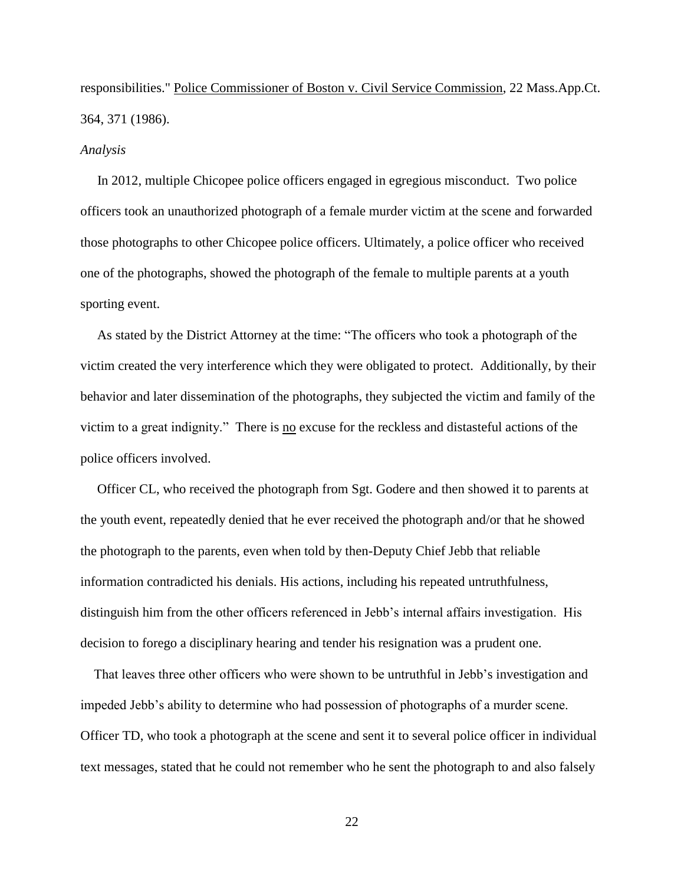responsibilities." Police Commissioner of Boston v. Civil Service Commission, 22 Mass.App.Ct. 364, 371 (1986).

*Analysis*

In 2012, multiple Chicopee police officers engaged in egregious misconduct. Two police officers took an unauthorized photograph of a female murder victim at the scene and forwarded those photographs to other Chicopee police officers. Ultimately, a police officer who received one of the photographs, showed the photograph of the female to multiple parents at a youth sporting event.

As stated by the District Attorney at the time: "The officers who took a photograph of the victim created the very interference which they were obligated to protect. Additionally, by their behavior and later dissemination of the photographs, they subjected the victim and family of the victim to a great indignity." There is no excuse for the reckless and distasteful actions of the police officers involved.

Officer CL, who received the photograph from Sgt. Godere and then showed it to parents at the youth event, repeatedly denied that he ever received the photograph and/or that he showed the photograph to the parents, even when told by then-Deputy Chief Jebb that reliable information contradicted his denials. His actions, including his repeated untruthfulness, distinguish him from the other officers referenced in Jebb's internal affairs investigation. His decision to forego a disciplinary hearing and tender his resignation was a prudent one.

That leaves three other officers who were shown to be untruthful in Jebb's investigation and impeded Jebb's ability to determine who had possession of photographs of a murder scene. Officer TD, who took a photograph at the scene and sent it to several police officer in individual text messages, stated that he could not remember who he sent the photograph to and also falsely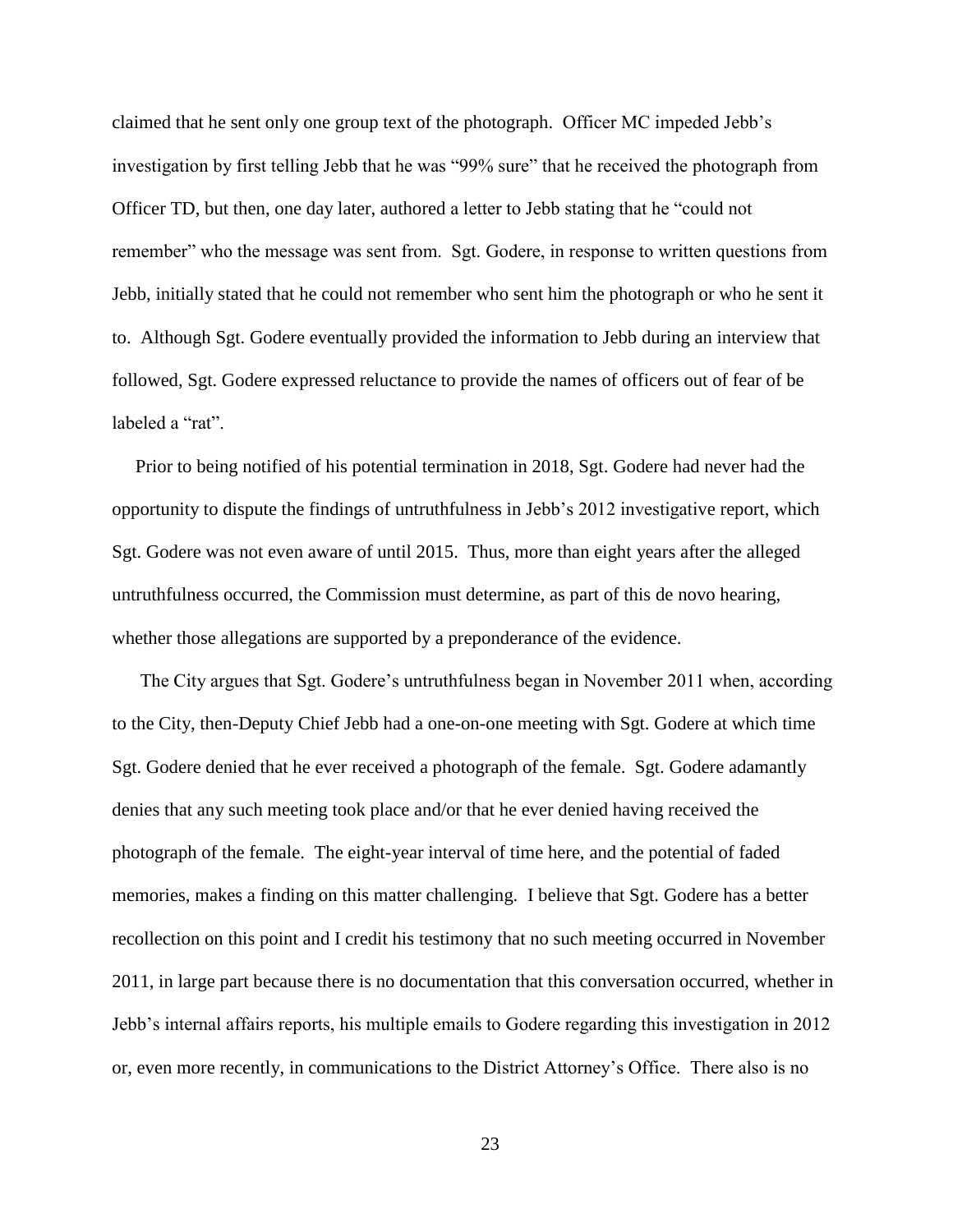claimed that he sent only one group text of the photograph. Officer MC impeded Jebb's investigation by first telling Jebb that he was "99% sure" that he received the photograph from Officer TD, but then, one day later, authored a letter to Jebb stating that he "could not remember" who the message was sent from. Sgt. Godere, in response to written questions from Jebb, initially stated that he could not remember who sent him the photograph or who he sent it to. Although Sgt. Godere eventually provided the information to Jebb during an interview that followed, Sgt. Godere expressed reluctance to provide the names of officers out of fear of be labeled a "rat".

Prior to being notified of his potential termination in 2018, Sgt. Godere had never had the opportunity to dispute the findings of untruthfulness in Jebb's 2012 investigative report, which Sgt. Godere was not even aware of until 2015. Thus, more than eight years after the alleged untruthfulness occurred, the Commission must determine, as part of this de novo hearing, whether those allegations are supported by a preponderance of the evidence.

The City argues that Sgt. Godere's untruthfulness began in November 2011 when, according to the City, then-Deputy Chief Jebb had a one-on-one meeting with Sgt. Godere at which time Sgt. Godere denied that he ever received a photograph of the female. Sgt. Godere adamantly denies that any such meeting took place and/or that he ever denied having received the photograph of the female. The eight-year interval of time here, and the potential of faded memories, makes a finding on this matter challenging. I believe that Sgt. Godere has a better recollection on this point and I credit his testimony that no such meeting occurred in November 2011, in large part because there is no documentation that this conversation occurred, whether in Jebb's internal affairs reports, his multiple emails to Godere regarding this investigation in 2012 or, even more recently, in communications to the District Attorney's Office. There also is no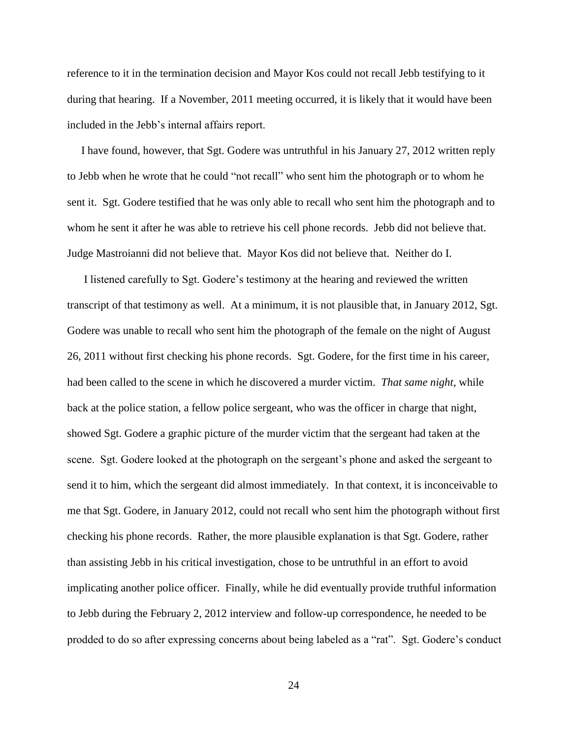reference to it in the termination decision and Mayor Kos could not recall Jebb testifying to it during that hearing. If a November, 2011 meeting occurred, it is likely that it would have been included in the Jebb's internal affairs report.

I have found, however, that Sgt. Godere was untruthful in his January 27, 2012 written reply to Jebb when he wrote that he could "not recall" who sent him the photograph or to whom he sent it. Sgt. Godere testified that he was only able to recall who sent him the photograph and to whom he sent it after he was able to retrieve his cell phone records. Jebb did not believe that. Judge Mastroianni did not believe that. Mayor Kos did not believe that. Neither do I.

I listened carefully to Sgt. Godere's testimony at the hearing and reviewed the written transcript of that testimony as well. At a minimum, it is not plausible that, in January 2012, Sgt. Godere was unable to recall who sent him the photograph of the female on the night of August 26, 2011 without first checking his phone records. Sgt. Godere, for the first time in his career, had been called to the scene in which he discovered a murder victim. *That same night*, while back at the police station, a fellow police sergeant, who was the officer in charge that night, showed Sgt. Godere a graphic picture of the murder victim that the sergeant had taken at the scene. Sgt. Godere looked at the photograph on the sergeant's phone and asked the sergeant to send it to him, which the sergeant did almost immediately. In that context, it is inconceivable to me that Sgt. Godere, in January 2012, could not recall who sent him the photograph without first checking his phone records. Rather, the more plausible explanation is that Sgt. Godere, rather than assisting Jebb in his critical investigation, chose to be untruthful in an effort to avoid implicating another police officer. Finally, while he did eventually provide truthful information to Jebb during the February 2, 2012 interview and follow-up correspondence, he needed to be prodded to do so after expressing concerns about being labeled as a "rat". Sgt. Godere's conduct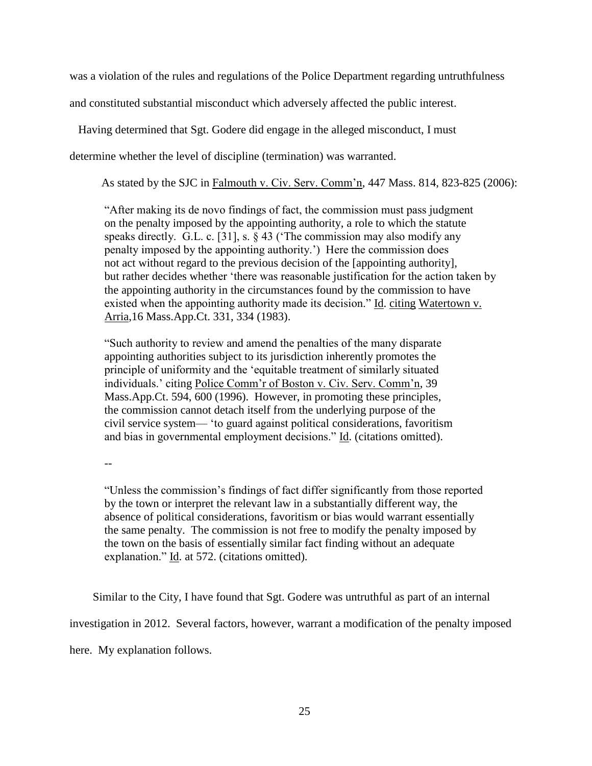was a violation of the rules and regulations of the Police Department regarding untruthfulness and constituted substantial misconduct which adversely affected the public interest.

Having determined that Sgt. Godere did engage in the alleged misconduct, I must determine whether the level of discipline (termination) was warranted.

As stated by the SJC in Falmouth v. Civ. Serv. Comm'n, 447 Mass. 814, 823-825 (2006):

> "After making its de novo findings of fact, the commission must pass judgment on the penalty imposed by the appointing authority, a role to which the statute speaks directly. G.L. c. [31], s. § 43 ('The commission may also modify any penalty imposed by the appointing authority.') Here the commission does not act without regard to the previous decision of the [appointing authority], but rather decides whether 'there was reasonable justification for the action taken by the appointing authority in the circumstances found by the commission to have existed when the appointing authority made its decision." Id. citing Watertown v. Arria,16 Mass.App.Ct. 331, 334 (1983).
>
> "Such authority to review and amend the penalties of the many disparate appointing authorities subject to its jurisdiction inherently promotes the principle of uniformity and the 'equitable treatment of similarly situated individuals.' citing Police Comm'r of Boston v. Civ. Serv. Comm'n, 39 Mass.App.Ct. 594, 600 (1996). However, in promoting these principles, the commission cannot detach itself from the underlying purpose of the civil service system— 'to guard against political considerations, favoritism and bias in governmental employment decisions." Id. (citations omitted).
>
> --
>
> "Unless the commission's findings of fact differ significantly from those reported by the town or interpret the relevant law in a substantially different way, the absence of political considerations, favoritism or bias would warrant essentially the same penalty. The commission is not free to modify the penalty imposed by the town on the basis of essentially similar fact finding without an adequate explanation." Id. at 572. (citations omitted).

Similar to the City, I have found that Sgt. Godere was untruthful as part of an internal investigation in 2012. Several factors, however, warrant a modification of the penalty imposed here. My explanation follows.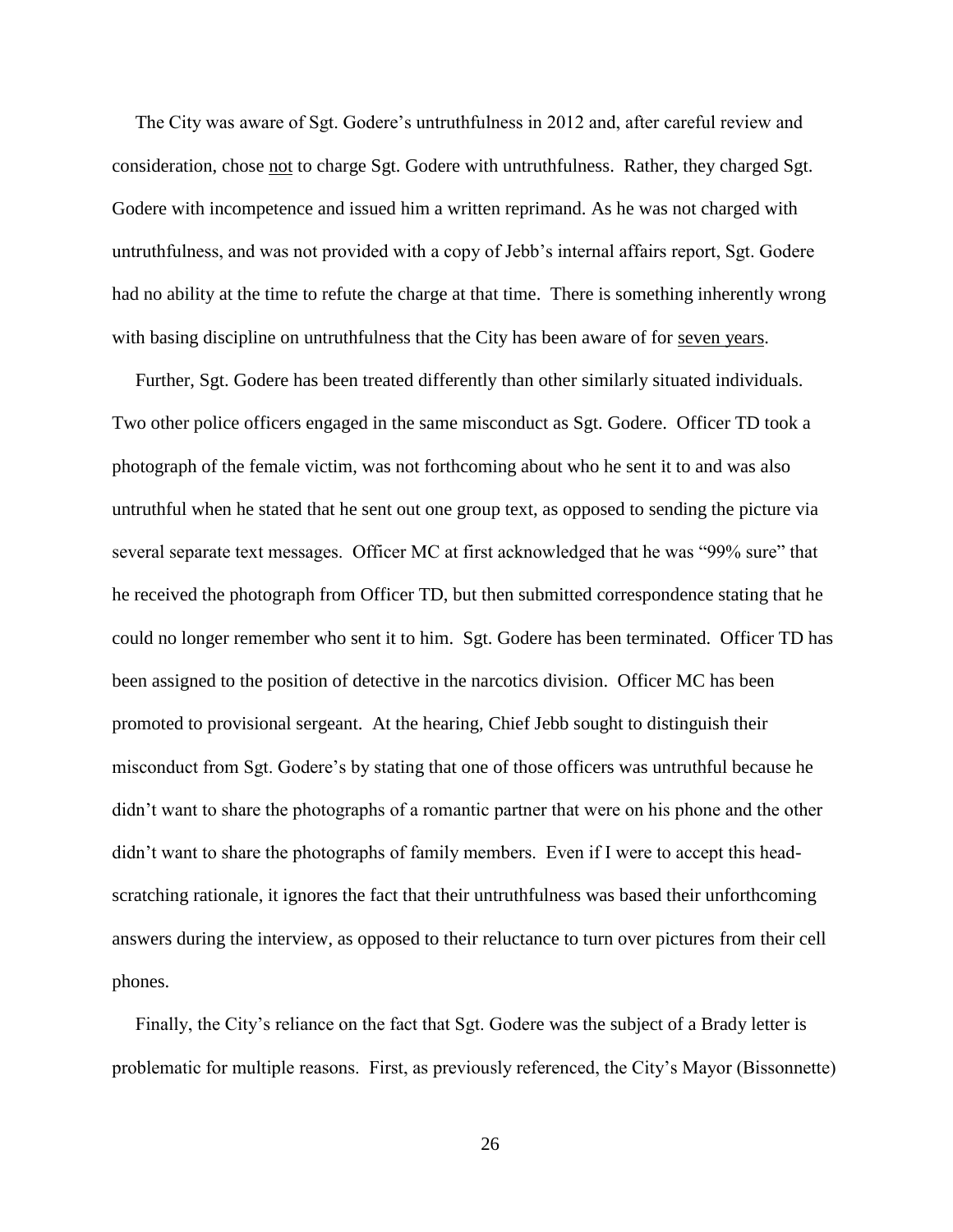The City was aware of Sgt. Godere's untruthfulness in 2012 and, after careful review and consideration, chose <u>not</u> to charge Sgt. Godere with untruthfulness. Rather, they charged Sgt. Godere with incompetence and issued him a written reprimand. As he was not charged with untruthfulness, and was not provided with a copy of Jebb's internal affairs report, Sgt. Godere had no ability at the time to refute the charge at that time. There is something inherently wrong with basing discipline on untruthfulness that the City has been aware of for <u>seven years</u>.

Further, Sgt. Godere has been treated differently than other similarly situated individuals. Two other police officers engaged in the same misconduct as Sgt. Godere. Officer TD took a photograph of the female victim, was not forthcoming about who he sent it to and was also untruthful when he stated that he sent out one group text, as opposed to sending the picture via several separate text messages. Officer MC at first acknowledged that he was "99% sure" that he received the photograph from Officer TD, but then submitted correspondence stating that he could no longer remember who sent it to him. Sgt. Godere has been terminated. Officer TD has been assigned to the position of detective in the narcotics division. Officer MC has been promoted to provisional sergeant. At the hearing, Chief Jebb sought to distinguish their misconduct from Sgt. Godere's by stating that one of those officers was untruthful because he didn't want to share the photographs of a romantic partner that were on his phone and the other didn't want to share the photographs of family members. Even if I were to accept this head-scratching rationale, it ignores the fact that their untruthfulness was based their unforthcoming answers during the interview, as opposed to their reluctance to turn over pictures from their cell phones.

Finally, the City's reliance on the fact that Sgt. Godere was the subject of a Brady letter is problematic for multiple reasons. First, as previously referenced, the City's Mayor (Bissonnette)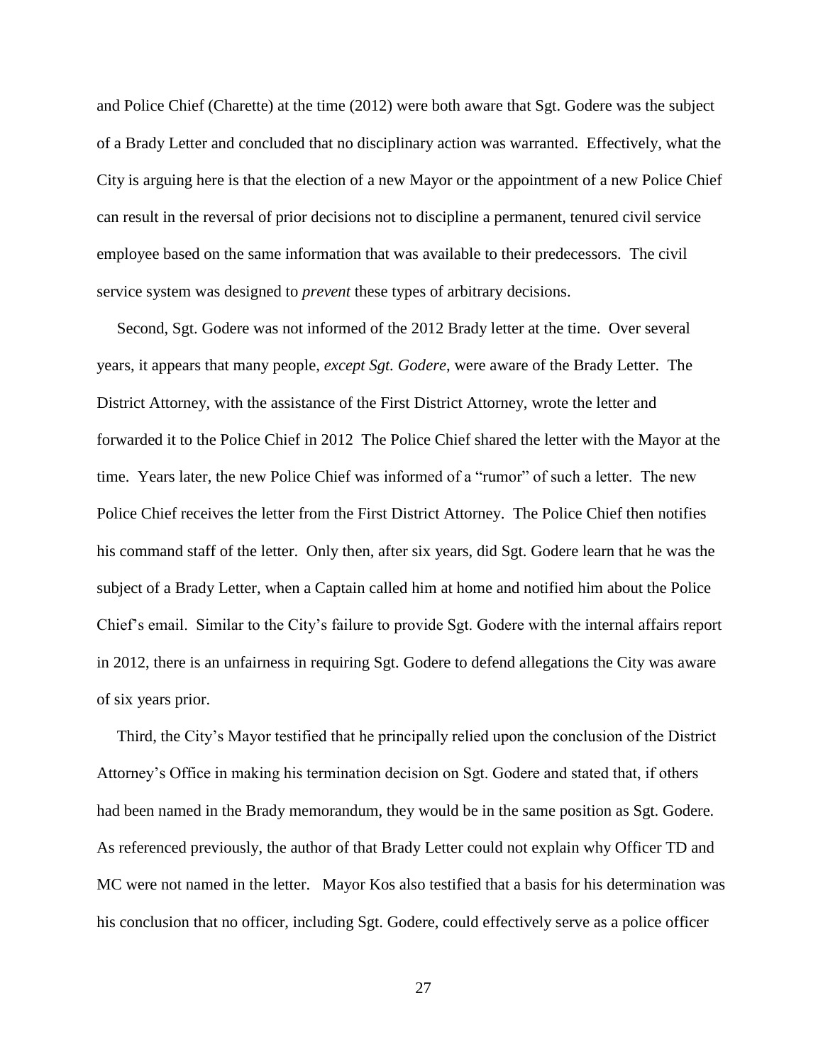and Police Chief (Charette) at the time (2012) were both aware that Sgt. Godere was the subject of a Brady Letter and concluded that no disciplinary action was warranted. Effectively, what the City is arguing here is that the election of a new Mayor or the appointment of a new Police Chief can result in the reversal of prior decisions not to discipline a permanent, tenured civil service employee based on the same information that was available to their predecessors. The civil service system was designed to *prevent* these types of arbitrary decisions.

Second, Sgt. Godere was not informed of the 2012 Brady letter at the time. Over several years, it appears that many people, *except Sgt. Godere*, were aware of the Brady Letter. The District Attorney, with the assistance of the First District Attorney, wrote the letter and forwarded it to the Police Chief in 2012 The Police Chief shared the letter with the Mayor at the time. Years later, the new Police Chief was informed of a "rumor" of such a letter. The new Police Chief receives the letter from the First District Attorney. The Police Chief then notifies his command staff of the letter. Only then, after six years, did Sgt. Godere learn that he was the subject of a Brady Letter, when a Captain called him at home and notified him about the Police Chief's email. Similar to the City's failure to provide Sgt. Godere with the internal affairs report in 2012, there is an unfairness in requiring Sgt. Godere to defend allegations the City was aware of six years prior.

Third, the City's Mayor testified that he principally relied upon the conclusion of the District Attorney's Office in making his termination decision on Sgt. Godere and stated that, if others had been named in the Brady memorandum, they would be in the same position as Sgt. Godere. As referenced previously, the author of that Brady Letter could not explain why Officer TD and MC were not named in the letter. Mayor Kos also testified that a basis for his determination was his conclusion that no officer, including Sgt. Godere, could effectively serve as a police officer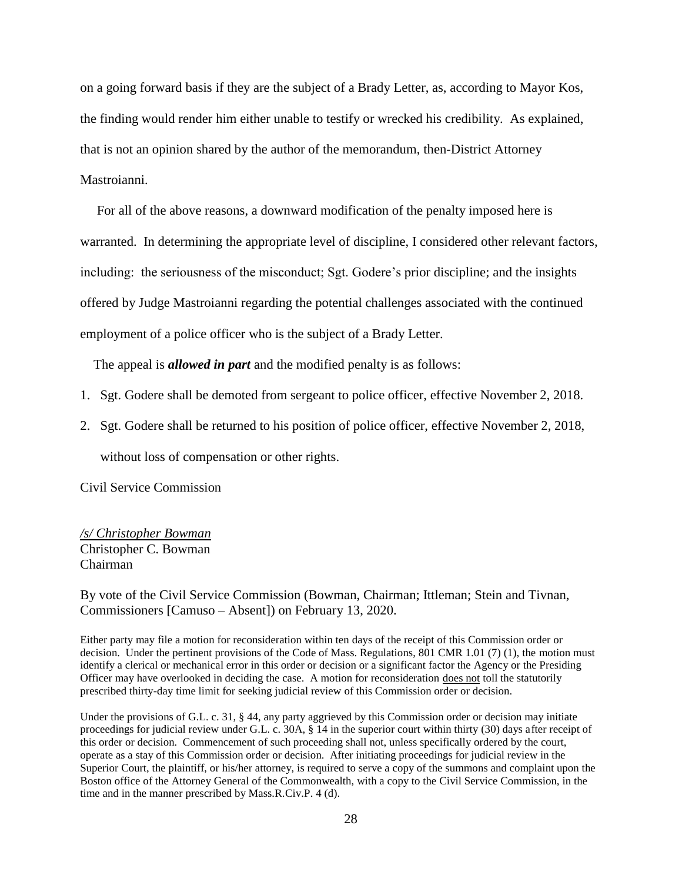on a going forward basis if they are the subject of a Brady Letter, as, according to Mayor Kos, the finding would render him either unable to testify or wrecked his credibility. As explained, that is not an opinion shared by the author of the memorandum, then-District Attorney Mastroianni.

For all of the above reasons, a downward modification of the penalty imposed here is warranted. In determining the appropriate level of discipline, I considered other relevant factors, including: the seriousness of the misconduct; Sgt. Godere's prior discipline; and the insights offered by Judge Mastroianni regarding the potential challenges associated with the continued employment of a police officer who is the subject of a Brady Letter.

The appeal is ***allowed in part*** and the modified penalty is as follows:

1. Sgt. Godere shall be demoted from sergeant to police officer, effective November 2, 2018.
2. Sgt. Godere shall be returned to his position of police officer, effective November 2, 2018, without loss of compensation or other rights.

Civil Service Commission

*/s/ Christopher Bowman*
Christopher C. Bowman
Chairman

By vote of the Civil Service Commission (Bowman, Chairman; Ittleman; Stein and Tivnan, Commissioners [Camuso – Absent]) on February 13, 2020.

Either party may file a motion for reconsideration within ten days of the receipt of this Commission order or decision. Under the pertinent provisions of the Code of Mass. Regulations, 801 CMR 1.01 (7) (1), the motion must identify a clerical or mechanical error in this order or decision or a significant factor the Agency or the Presiding Officer may have overlooked in deciding the case. A motion for reconsideration does not toll the statutorily prescribed thirty-day time limit for seeking judicial review of this Commission order or decision.

Under the provisions of G.L. c. 31, § 44, any party aggrieved by this Commission order or decision may initiate proceedings for judicial review under G.L. c. 30A, § 14 in the superior court within thirty (30) days after receipt of this order or decision. Commencement of such proceeding shall not, unless specifically ordered by the court, operate as a stay of this Commission order or decision. After initiating proceedings for judicial review in the Superior Court, the plaintiff, or his/her attorney, is required to serve a copy of the summons and complaint upon the Boston office of the Attorney General of the Commonwealth, with a copy to the Civil Service Commission, in the time and in the manner prescribed by Mass.R.Civ.P. 4 (d).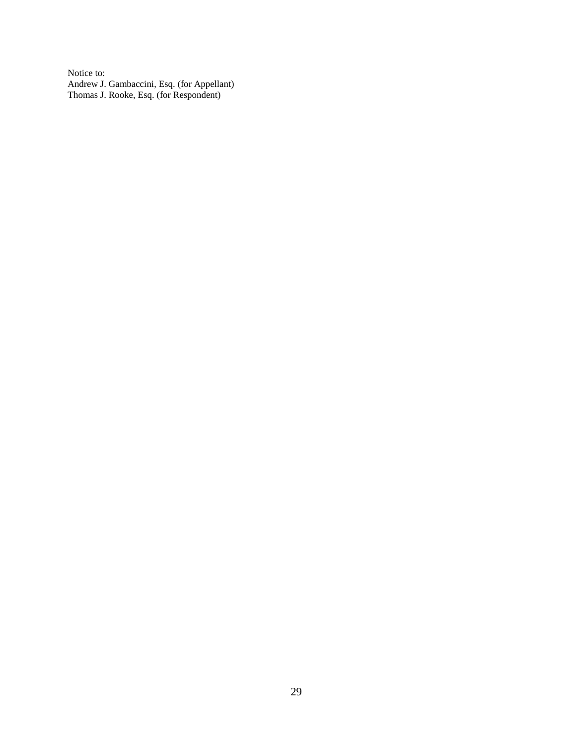Notice to:
Andrew J. Gambaccini, Esq. (for Appellant)
Thomas J. Rooke, Esq. (for Respondent)